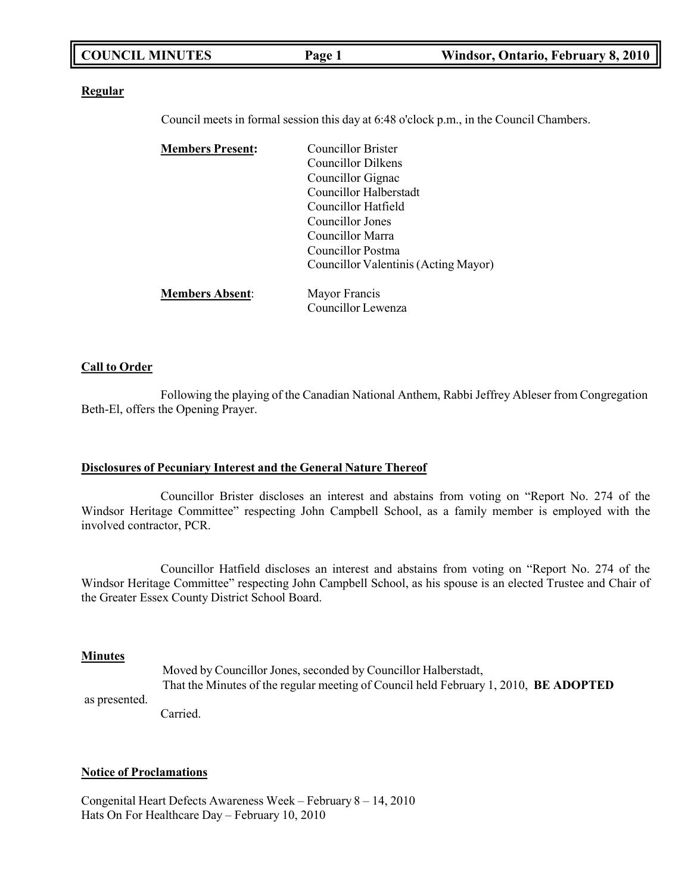**Regular**

Council meets in formal session this day at 6:48 o'clock p.m., in the Council Chambers.

**Members Present:**
Councillor Brister
Councillor Dilkens
Councillor Gignac
Councillor Halberstadt
Councillor Hatfield
Councillor Jones
Councillor Marra
Councillor Postma
Councillor Valentinis (Acting Mayor)

**Members Absent:**
Mayor Francis
Councillor Lewenza

**Call to Order**

Following the playing of the Canadian National Anthem, Rabbi Jeffrey Ableser from Congregation Beth-El, offers the Opening Prayer.

**Disclosures of Pecuniary Interest and the General Nature Thereof**

Councillor Brister discloses an interest and abstains from voting on "Report No. 274 of the Windsor Heritage Committee" respecting John Campbell School, as a family member is employed with the involved contractor, PCR.

Councillor Hatfield discloses an interest and abstains from voting on "Report No. 274 of the Windsor Heritage Committee" respecting John Campbell School, as his spouse is an elected Trustee and Chair of the Greater Essex County District School Board.

**Minutes**

Moved by Councillor Jones, seconded by Councillor Halberstadt,
That the Minutes of the regular meeting of Council held February 1, 2010, **BE ADOPTED** as presented.
Carried.

**Notice of Proclamations**

Congenital Heart Defects Awareness Week – February 8 – 14, 2010
Hats On For Healthcare Day – February 10, 2010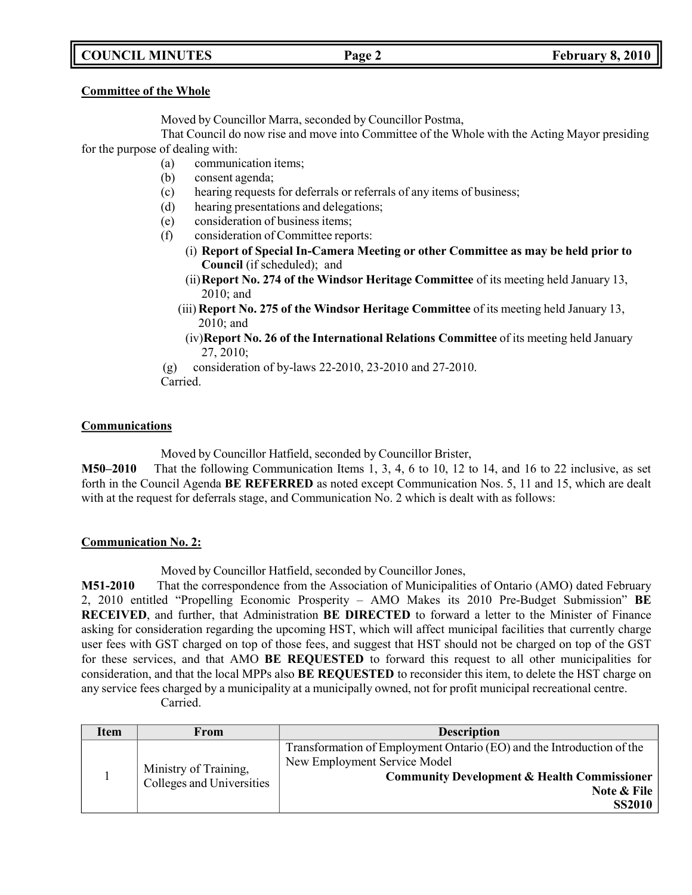**Committee of the Whole**

Moved by Councillor Marra, seconded by Councillor Postma,

That Council do now rise and move into Committee of the Whole with the Acting Mayor presiding for the purpose of dealing with:

(a) communication items;
(b) consent agenda;
(c) hearing requests for deferrals or referrals of any items of business;
(d) hearing presentations and delegations;
(e) consideration of business items;
(f) consideration of Committee reports:
  (i) **Report of Special In-Camera Meeting or other Committee as may be held prior to Council** (if scheduled); and
  (ii) **Report No. 274 of the Windsor Heritage Committee** of its meeting held January 13, 2010; and
  (iii) **Report No. 275 of the Windsor Heritage Committee** of its meeting held January 13, 2010; and
  (iv) **Report No. 26 of the International Relations Committee** of its meeting held January 27, 2010;
(g) consideration of by-laws 22-2010, 23-2010 and 27-2010.

Carried.

**Communications**

Moved by Councillor Hatfield, seconded by Councillor Brister,

**M50–2010** That the following Communication Items 1, 3, 4, 6 to 10, 12 to 14, and 16 to 22 inclusive, as set forth in the Council Agenda **BE REFERRED** as noted except Communication Nos. 5, 11 and 15, which are dealt with at the request for deferrals stage, and Communication No. 2 which is dealt with as follows:

**Communication No. 2:**

Moved by Councillor Hatfield, seconded by Councillor Jones,

**M51-2010** That the correspondence from the Association of Municipalities of Ontario (AMO) dated February 2, 2010 entitled "Propelling Economic Prosperity – AMO Makes its 2010 Pre-Budget Submission" **BE RECEIVED**, and further, that Administration **BE DIRECTED** to forward a letter to the Minister of Finance asking for consideration regarding the upcoming HST, which will affect municipal facilities that currently charge user fees with GST charged on top of those fees, and suggest that HST should not be charged on top of the GST for these services, and that AMO **BE REQUESTED** to forward this request to all other municipalities for consideration, and that the local MPPs also **BE REQUESTED** to reconsider this item, to delete the HST charge on any service fees charged by a municipality at a municipally owned, not for profit municipal recreational centre.

Carried.

| Item | From | Description |
|---|---|---|
| 1 | Ministry of Training, Colleges and Universities | Transformation of Employment Ontario (EO) and the Introduction of the New Employment Service Model<br>**Community Development & Health Commissioner**<br>**Note & File**<br>**SS2010** |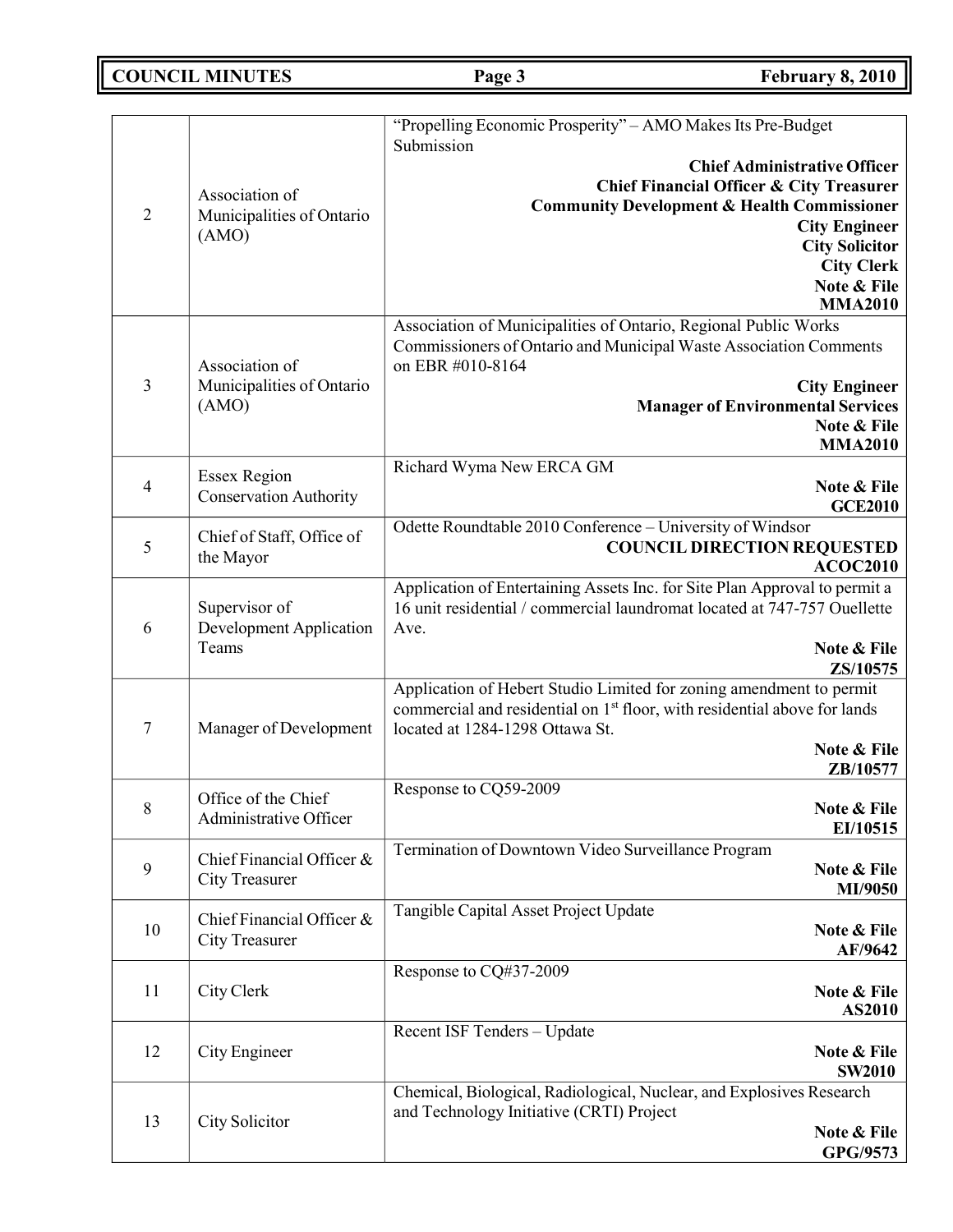| | | |
|---|---|---|
| 2 | Association of Municipalities of Ontario (AMO) | "Propelling Economic Prosperity" – AMO Makes Its Pre-Budget Submission<br>**Chief Administrative Officer**<br>**Chief Financial Officer & City Treasurer**<br>**Community Development & Health Commissioner**<br>**City Engineer**<br>**City Solicitor**<br>**City Clerk**<br>**Note & File**<br>**MMA2010** |
| 3 | Association of Municipalities of Ontario (AMO) | Association of Municipalities of Ontario, Regional Public Works Commissioners of Ontario and Municipal Waste Association Comments on EBR #010-8164<br>**City Engineer**<br>**Manager of Environmental Services**<br>**Note & File**<br>**MMA2010** |
| 4 | Essex Region Conservation Authority | Richard Wyma New ERCA GM<br>**Note & File**<br>**GCE2010** |
| 5 | Chief of Staff, Office of the Mayor | Odette Roundtable 2010 Conference – University of Windsor<br>**COUNCIL DIRECTION REQUESTED**<br>**ACOC2010** |
| 6 | Supervisor of Development Application Teams | Application of Entertaining Assets Inc. for Site Plan Approval to permit a 16 unit residential / commercial laundromat located at 747-757 Ouellette Ave.<br>**Note & File**<br>**ZS/10575** |
| 7 | Manager of Development | Application of Hebert Studio Limited for zoning amendment to permit commercial and residential on 1st floor, with residential above for lands located at 1284-1298 Ottawa St.<br>**Note & File**<br>**ZB/10577** |
| 8 | Office of the Chief Administrative Officer | Response to CQ59-2009<br>**Note & File**<br>**EI/10515** |
| 9 | Chief Financial Officer & City Treasurer | Termination of Downtown Video Surveillance Program<br>**Note & File**<br>**MI/9050** |
| 10 | Chief Financial Officer & City Treasurer | Tangible Capital Asset Project Update<br>**Note & File**<br>**AF/9642** |
| 11 | City Clerk | Response to CQ#37-2009<br>**Note & File**<br>**AS2010** |
| 12 | City Engineer | Recent ISF Tenders – Update<br>**Note & File**<br>**SW2010** |
| 13 | City Solicitor | Chemical, Biological, Radiological, Nuclear, and Explosives Research and Technology Initiative (CRTI) Project<br>**Note & File**<br>**GPG/9573** |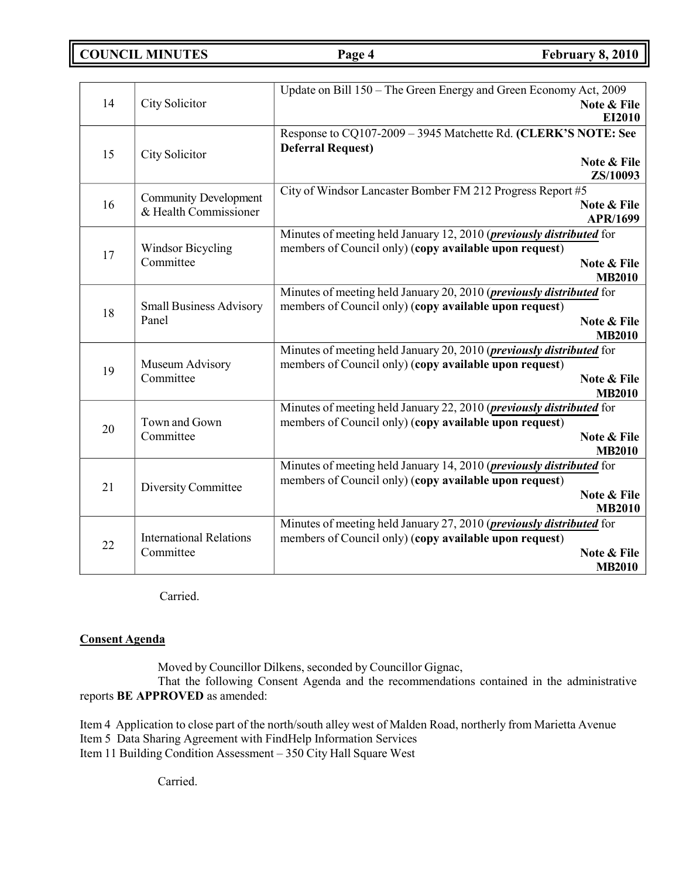| 14 | City Solicitor | Update on Bill 150 – The Green Energy and Green Economy Act, 2009 **Note & File** **EI2010** |
|---|---|---|
| 15 | City Solicitor | Response to CQ107-2009 – 3945 Matchette Rd. **(CLERK'S NOTE: See Deferral Request)** **Note & File** **ZS/10093** |
| 16 | Community Development & Health Commissioner | City of Windsor Lancaster Bomber FM 212 Progress Report #5 **Note & File** **APR/1699** |
| 17 | Windsor Bicycling Committee | Minutes of meeting held January 12, 2010 (***previously distributed*** for members of Council only) (**copy available upon request**) **Note & File** **MB2010** |
| 18 | Small Business Advisory Panel | Minutes of meeting held January 20, 2010 (***previously distributed*** for members of Council only) (**copy available upon request**) **Note & File** **MB2010** |
| 19 | Museum Advisory Committee | Minutes of meeting held January 20, 2010 (***previously distributed*** for members of Council only) (**copy available upon request**) **Note & File** **MB2010** |
| 20 | Town and Gown Committee | Minutes of meeting held January 22, 2010 (***previously distributed*** for members of Council only) (**copy available upon request**) **Note & File** **MB2010** |
| 21 | Diversity Committee | Minutes of meeting held January 14, 2010 (***previously distributed*** for members of Council only) (**copy available upon request**) **Note & File** **MB2010** |
| 22 | International Relations Committee | Minutes of meeting held January 27, 2010 (***previously distributed*** for members of Council only) (**copy available upon request**) **Note & File** **MB2010** |

Carried.

**Consent Agenda**

Moved by Councillor Dilkens, seconded by Councillor Gignac,

That the following Consent Agenda and the recommendations contained in the administrative reports **BE APPROVED** as amended:

Item 4 Application to close part of the north/south alley west of Malden Road, northerly from Marietta Avenue
Item 5 Data Sharing Agreement with FindHelp Information Services
Item 11 Building Condition Assessment – 350 City Hall Square West

Carried.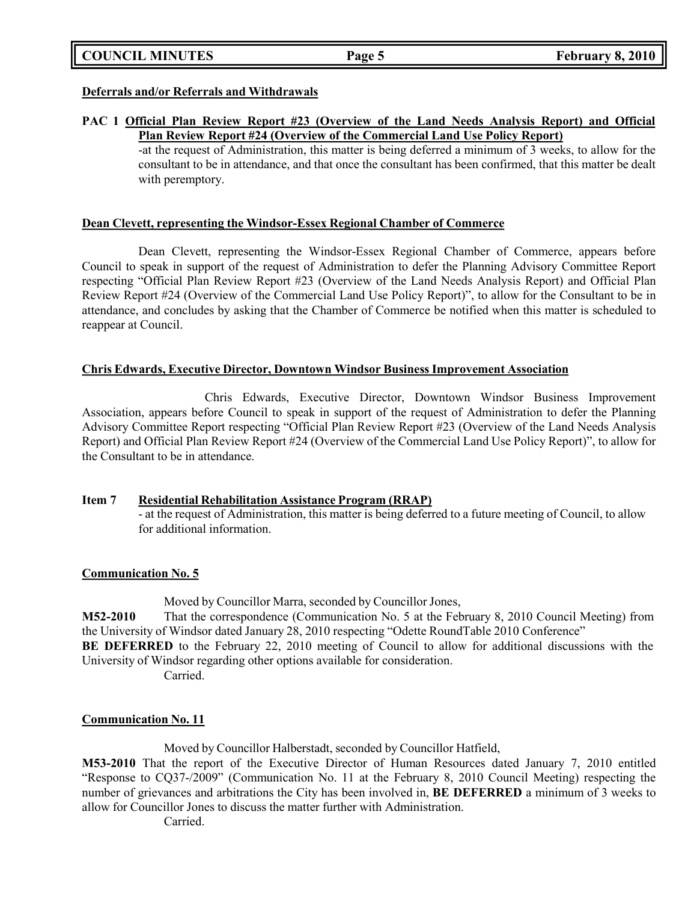**Deferrals and/or Referrals and Withdrawals**

**PAC 1 Official Plan Review Report #23 (Overview of the Land Needs Analysis Report) and Official Plan Review Report #24 (Overview of the Commercial Land Use Policy Report)**

-at the request of Administration, this matter is being deferred a minimum of 3 weeks, to allow for the consultant to be in attendance, and that once the consultant has been confirmed, that this matter be dealt with peremptory.

**Dean Clevett, representing the Windsor-Essex Regional Chamber of Commerce**

Dean Clevett, representing the Windsor-Essex Regional Chamber of Commerce, appears before Council to speak in support of the request of Administration to defer the Planning Advisory Committee Report respecting "Official Plan Review Report #23 (Overview of the Land Needs Analysis Report) and Official Plan Review Report #24 (Overview of the Commercial Land Use Policy Report)", to allow for the Consultant to be in attendance, and concludes by asking that the Chamber of Commerce be notified when this matter is scheduled to reappear at Council.

**Chris Edwards, Executive Director, Downtown Windsor Business Improvement Association**

Chris Edwards, Executive Director, Downtown Windsor Business Improvement Association, appears before Council to speak in support of the request of Administration to defer the Planning Advisory Committee Report respecting "Official Plan Review Report #23 (Overview of the Land Needs Analysis Report) and Official Plan Review Report #24 (Overview of the Commercial Land Use Policy Report)", to allow for the Consultant to be in attendance.

**Item 7 Residential Rehabilitation Assistance Program (RRAP)**

- at the request of Administration, this matter is being deferred to a future meeting of Council, to allow for additional information.

**Communication No. 5**

Moved by Councillor Marra, seconded by Councillor Jones,

**M52-2010** That the correspondence (Communication No. 5 at the February 8, 2010 Council Meeting) from the University of Windsor dated January 28, 2010 respecting "Odette RoundTable 2010 Conference" **BE DEFERRED** to the February 22, 2010 meeting of Council to allow for additional discussions with the University of Windsor regarding other options available for consideration.

Carried.

**Communication No. 11**

Moved by Councillor Halberstadt, seconded by Councillor Hatfield,

**M53-2010** That the report of the Executive Director of Human Resources dated January 7, 2010 entitled "Response to CQ37-/2009" (Communication No. 11 at the February 8, 2010 Council Meeting) respecting the number of grievances and arbitrations the City has been involved in, **BE DEFERRED** a minimum of 3 weeks to allow for Councillor Jones to discuss the matter further with Administration.

Carried.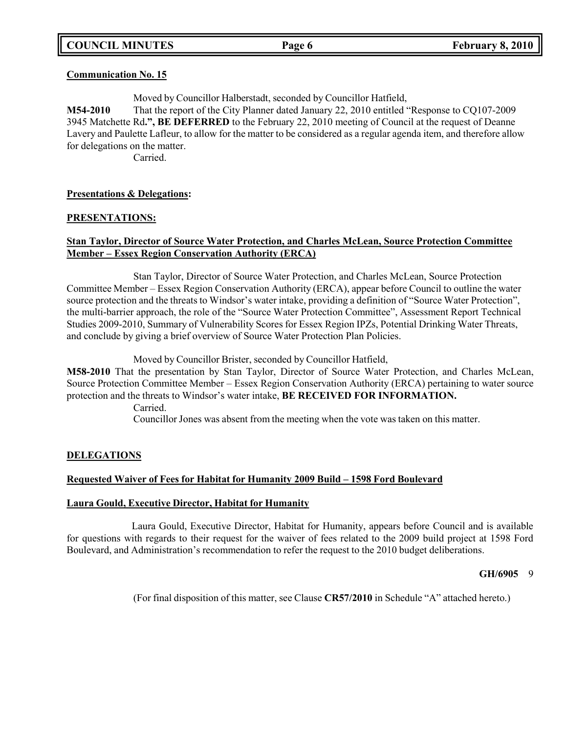**Communication No. 15**

Moved by Councillor Halberstadt, seconded by Councillor Hatfield,

**M54-2010** That the report of the City Planner dated January 22, 2010 entitled "Response to CQ107-2009 3945 Matchette Rd**.", BE DEFERRED** to the February 22, 2010 meeting of Council at the request of Deanne Lavery and Paulette Lafleur, to allow for the matter to be considered as a regular agenda item, and therefore allow for delegations on the matter.

Carried.

**Presentations & Delegations:**

**PRESENTATIONS:**

**Stan Taylor, Director of Source Water Protection, and Charles McLean, Source Protection Committee Member – Essex Region Conservation Authority (ERCA)**

Stan Taylor, Director of Source Water Protection, and Charles McLean, Source Protection Committee Member – Essex Region Conservation Authority (ERCA), appear before Council to outline the water source protection and the threats to Windsor's water intake, providing a definition of "Source Water Protection", the multi-barrier approach, the role of the "Source Water Protection Committee", Assessment Report Technical Studies 2009-2010, Summary of Vulnerability Scores for Essex Region IPZs, Potential Drinking Water Threats, and conclude by giving a brief overview of Source Water Protection Plan Policies.

Moved by Councillor Brister, seconded by Councillor Hatfield,

**M58-2010** That the presentation by Stan Taylor, Director of Source Water Protection, and Charles McLean, Source Protection Committee Member – Essex Region Conservation Authority (ERCA) pertaining to water source protection and the threats to Windsor's water intake, **BE RECEIVED FOR INFORMATION.**

Carried.

Councillor Jones was absent from the meeting when the vote was taken on this matter.

**DELEGATIONS**

**Requested Waiver of Fees for Habitat for Humanity 2009 Build – 1598 Ford Boulevard**

**Laura Gould, Executive Director, Habitat for Humanity**

Laura Gould, Executive Director, Habitat for Humanity, appears before Council and is available for questions with regards to their request for the waiver of fees related to the 2009 build project at 1598 Ford Boulevard, and Administration's recommendation to refer the request to the 2010 budget deliberations.

**GH/6905** 9

(For final disposition of this matter, see Clause **CR57/2010** in Schedule "A" attached hereto.)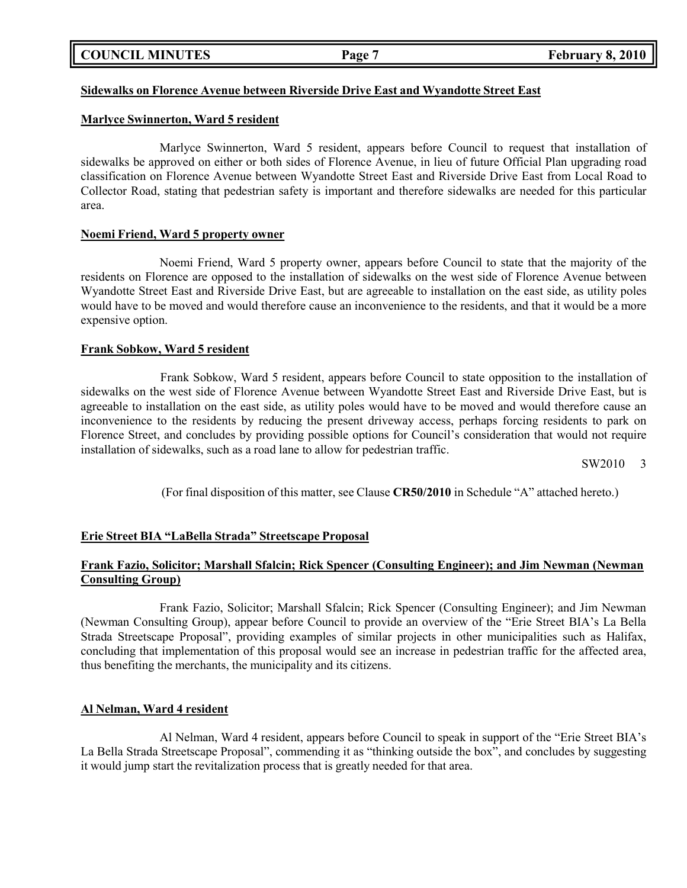**Sidewalks on Florence Avenue between Riverside Drive East and Wyandotte Street East**

**Marlyce Swinnerton, Ward 5 resident**

Marlyce Swinnerton, Ward 5 resident, appears before Council to request that installation of sidewalks be approved on either or both sides of Florence Avenue, in lieu of future Official Plan upgrading road classification on Florence Avenue between Wyandotte Street East and Riverside Drive East from Local Road to Collector Road, stating that pedestrian safety is important and therefore sidewalks are needed for this particular area.

**Noemi Friend, Ward 5 property owner**

Noemi Friend, Ward 5 property owner, appears before Council to state that the majority of the residents on Florence are opposed to the installation of sidewalks on the west side of Florence Avenue between Wyandotte Street East and Riverside Drive East, but are agreeable to installation on the east side, as utility poles would have to be moved and would therefore cause an inconvenience to the residents, and that it would be a more expensive option.

**Frank Sobkow, Ward 5 resident**

Frank Sobkow, Ward 5 resident, appears before Council to state opposition to the installation of sidewalks on the west side of Florence Avenue between Wyandotte Street East and Riverside Drive East, but is agreeable to installation on the east side, as utility poles would have to be moved and would therefore cause an inconvenience to the residents by reducing the present driveway access, perhaps forcing residents to park on Florence Street, and concludes by providing possible options for Council's consideration that would not require installation of sidewalks, such as a road lane to allow for pedestrian traffic.

SW2010 3

(For final disposition of this matter, see Clause **CR50/2010** in Schedule "A" attached hereto.)

**Erie Street BIA "LaBella Strada" Streetscape Proposal**

**Frank Fazio, Solicitor; Marshall Sfalcin; Rick Spencer (Consulting Engineer); and Jim Newman (Newman Consulting Group)**

Frank Fazio, Solicitor; Marshall Sfalcin; Rick Spencer (Consulting Engineer); and Jim Newman (Newman Consulting Group), appear before Council to provide an overview of the "Erie Street BIA's La Bella Strada Streetscape Proposal", providing examples of similar projects in other municipalities such as Halifax, concluding that implementation of this proposal would see an increase in pedestrian traffic for the affected area, thus benefiting the merchants, the municipality and its citizens.

**Al Nelman, Ward 4 resident**

Al Nelman, Ward 4 resident, appears before Council to speak in support of the "Erie Street BIA's La Bella Strada Streetscape Proposal", commending it as "thinking outside the box", and concludes by suggesting it would jump start the revitalization process that is greatly needed for that area.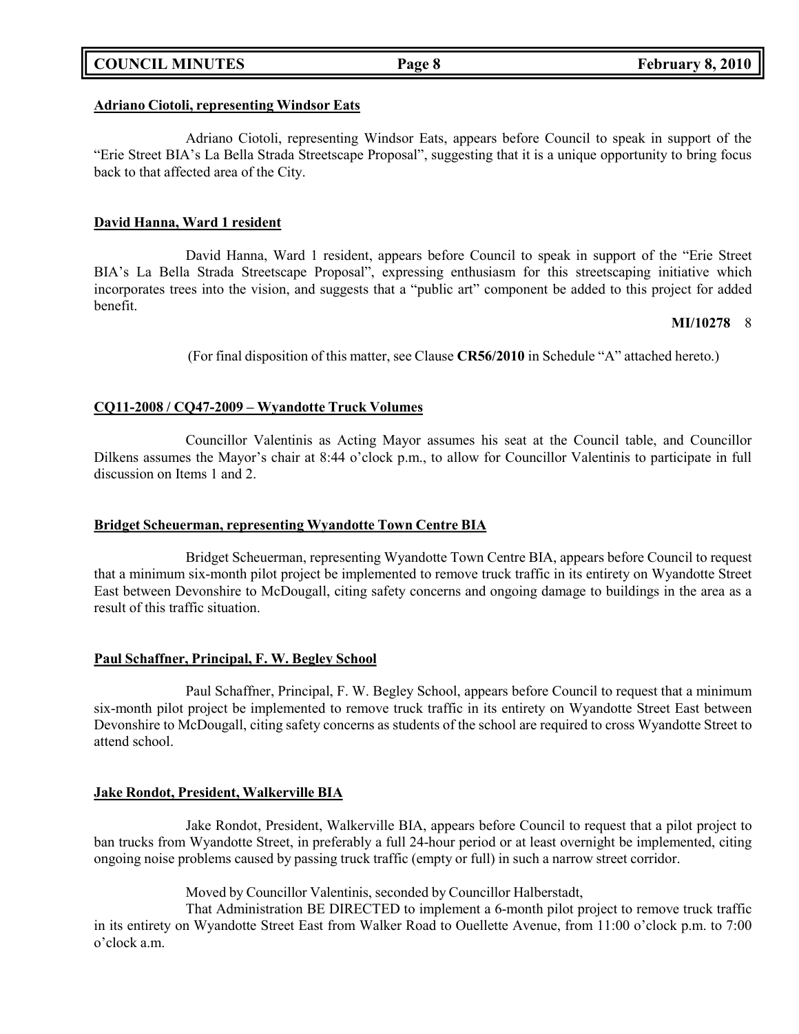**Adriano Ciotoli, representing Windsor Eats**

Adriano Ciotoli, representing Windsor Eats, appears before Council to speak in support of the "Erie Street BIA's La Bella Strada Streetscape Proposal", suggesting that it is a unique opportunity to bring focus back to that affected area of the City.

**David Hanna, Ward 1 resident**

David Hanna, Ward 1 resident, appears before Council to speak in support of the "Erie Street BIA's La Bella Strada Streetscape Proposal", expressing enthusiasm for this streetscaping initiative which incorporates trees into the vision, and suggests that a "public art" component be added to this project for added benefit.

**MI/10278** 8

(For final disposition of this matter, see Clause **CR56/2010** in Schedule "A" attached hereto.)

**CQ11-2008 / CQ47-2009 – Wyandotte Truck Volumes**

Councillor Valentinis as Acting Mayor assumes his seat at the Council table, and Councillor Dilkens assumes the Mayor's chair at 8:44 o'clock p.m., to allow for Councillor Valentinis to participate in full discussion on Items 1 and 2.

**Bridget Scheuerman, representing Wyandotte Town Centre BIA**

Bridget Scheuerman, representing Wyandotte Town Centre BIA, appears before Council to request that a minimum six-month pilot project be implemented to remove truck traffic in its entirety on Wyandotte Street East between Devonshire to McDougall, citing safety concerns and ongoing damage to buildings in the area as a result of this traffic situation.

**Paul Schaffner, Principal, F. W. Begley School**

Paul Schaffner, Principal, F. W. Begley School, appears before Council to request that a minimum six-month pilot project be implemented to remove truck traffic in its entirety on Wyandotte Street East between Devonshire to McDougall, citing safety concerns as students of the school are required to cross Wyandotte Street to attend school.

**Jake Rondot, President, Walkerville BIA**

Jake Rondot, President, Walkerville BIA, appears before Council to request that a pilot project to ban trucks from Wyandotte Street, in preferably a full 24-hour period or at least overnight be implemented, citing ongoing noise problems caused by passing truck traffic (empty or full) in such a narrow street corridor.

Moved by Councillor Valentinis, seconded by Councillor Halberstadt,

That Administration BE DIRECTED to implement a 6-month pilot project to remove truck traffic in its entirety on Wyandotte Street East from Walker Road to Ouellette Avenue, from 11:00 o'clock p.m. to 7:00 o'clock a.m.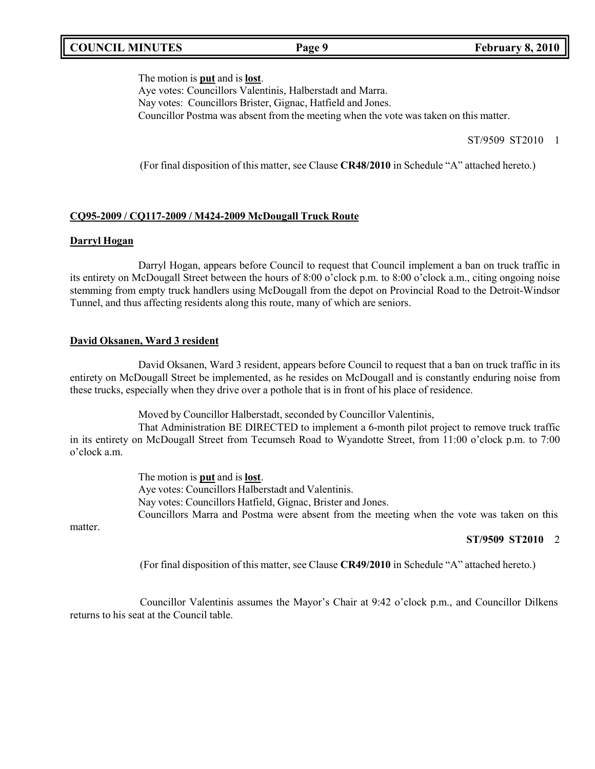The motion is **put** and is **lost**.
Aye votes: Councillors Valentinis, Halberstadt and Marra.
Nay votes: Councillors Brister, Gignac, Hatfield and Jones.
Councillor Postma was absent from the meeting when the vote was taken on this matter.

ST/9509 ST2010 1

(For final disposition of this matter, see Clause **CR48/2010** in Schedule "A" attached hereto.)

**CQ95-2009 / CQ117-2009 / M424-2009 McDougall Truck Route**

**Darryl Hogan**

Darryl Hogan, appears before Council to request that Council implement a ban on truck traffic in its entirety on McDougall Street between the hours of 8:00 o'clock p.m. to 8:00 o'clock a.m., citing ongoing noise stemming from empty truck handlers using McDougall from the depot on Provincial Road to the Detroit-Windsor Tunnel, and thus affecting residents along this route, many of which are seniors.

**David Oksanen, Ward 3 resident**

David Oksanen, Ward 3 resident, appears before Council to request that a ban on truck traffic in its entirety on McDougall Street be implemented, as he resides on McDougall and is constantly enduring noise from these trucks, especially when they drive over a pothole that is in front of his place of residence.

Moved by Councillor Halberstadt, seconded by Councillor Valentinis,

That Administration BE DIRECTED to implement a 6-month pilot project to remove truck traffic in its entirety on McDougall Street from Tecumseh Road to Wyandotte Street, from 11:00 o'clock p.m. to 7:00 o'clock a.m.

The motion is **put** and is **lost**.
Aye votes: Councillors Halberstadt and Valentinis.
Nay votes: Councillors Hatfield, Gignac, Brister and Jones.
Councillors Marra and Postma were absent from the meeting when the vote was taken on this matter.

**ST/9509 ST2010** 2

(For final disposition of this matter, see Clause **CR49/2010** in Schedule "A" attached hereto.)

Councillor Valentinis assumes the Mayor's Chair at 9:42 o'clock p.m., and Councillor Dilkens returns to his seat at the Council table.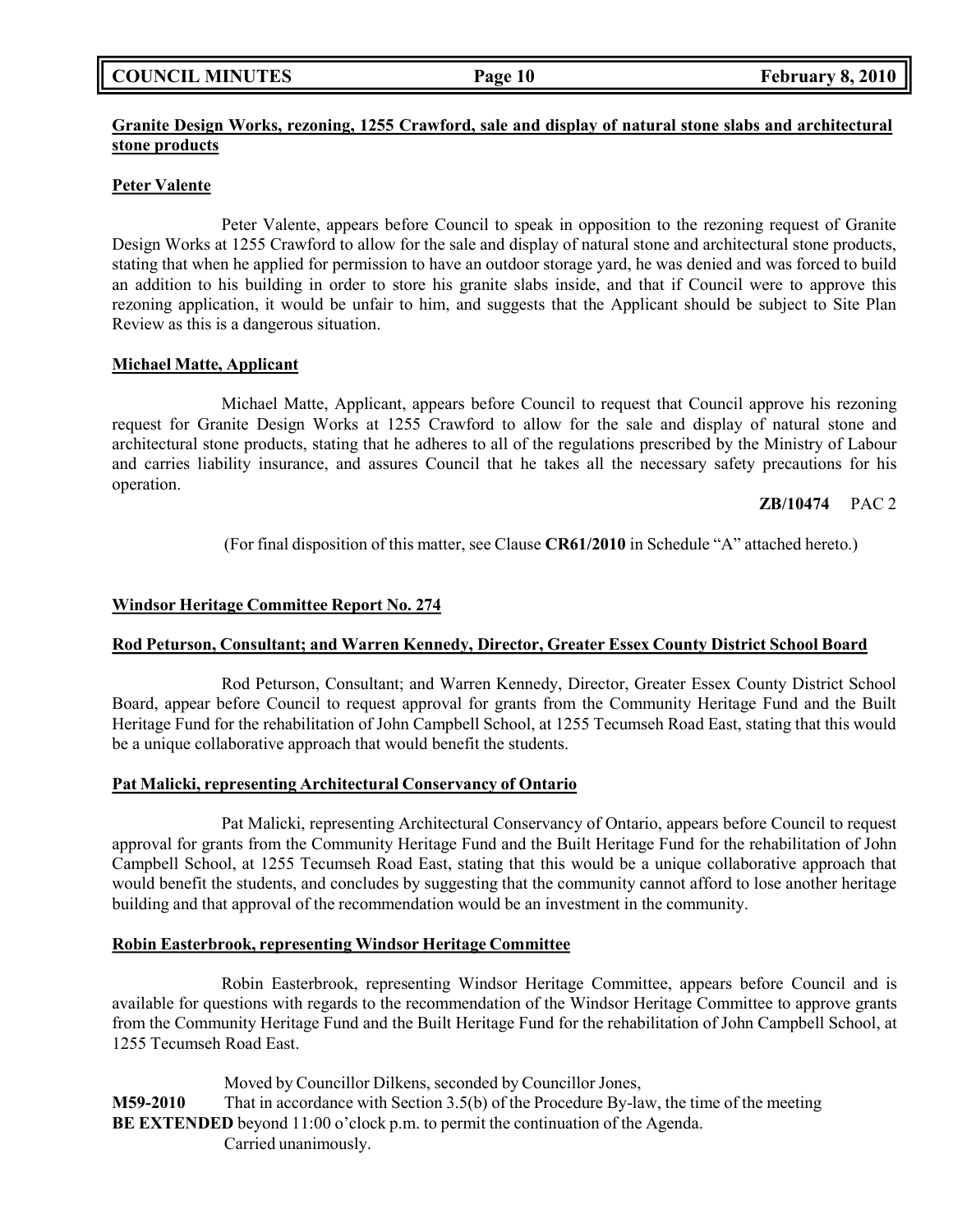**Granite Design Works, rezoning, 1255 Crawford, sale and display of natural stone slabs and architectural stone products**

**Peter Valente**

Peter Valente, appears before Council to speak in opposition to the rezoning request of Granite Design Works at 1255 Crawford to allow for the sale and display of natural stone and architectural stone products, stating that when he applied for permission to have an outdoor storage yard, he was denied and was forced to build an addition to his building in order to store his granite slabs inside, and that if Council were to approve this rezoning application, it would be unfair to him, and suggests that the Applicant should be subject to Site Plan Review as this is a dangerous situation.

**Michael Matte, Applicant**

Michael Matte, Applicant, appears before Council to request that Council approve his rezoning request for Granite Design Works at 1255 Crawford to allow for the sale and display of natural stone and architectural stone products, stating that he adheres to all of the regulations prescribed by the Ministry of Labour and carries liability insurance, and assures Council that he takes all the necessary safety precautions for his operation.

**ZB/10474** PAC 2

(For final disposition of this matter, see Clause **CR61/2010** in Schedule "A" attached hereto.)

**Windsor Heritage Committee Report No. 274**

**Rod Peturson, Consultant; and Warren Kennedy, Director, Greater Essex County District School Board**

Rod Peturson, Consultant; and Warren Kennedy, Director, Greater Essex County District School Board, appear before Council to request approval for grants from the Community Heritage Fund and the Built Heritage Fund for the rehabilitation of John Campbell School, at 1255 Tecumseh Road East, stating that this would be a unique collaborative approach that would benefit the students.

**Pat Malicki, representing Architectural Conservancy of Ontario**

Pat Malicki, representing Architectural Conservancy of Ontario, appears before Council to request approval for grants from the Community Heritage Fund and the Built Heritage Fund for the rehabilitation of John Campbell School, at 1255 Tecumseh Road East, stating that this would be a unique collaborative approach that would benefit the students, and concludes by suggesting that the community cannot afford to lose another heritage building and that approval of the recommendation would be an investment in the community.

**Robin Easterbrook, representing Windsor Heritage Committee**

Robin Easterbrook, representing Windsor Heritage Committee, appears before Council and is available for questions with regards to the recommendation of the Windsor Heritage Committee to approve grants from the Community Heritage Fund and the Built Heritage Fund for the rehabilitation of John Campbell School, at 1255 Tecumseh Road East.

Moved by Councillor Dilkens, seconded by Councillor Jones,

**M59-2010** That in accordance with Section 3.5(b) of the Procedure By-law, the time of the meeting **BE EXTENDED** beyond 11:00 o'clock p.m. to permit the continuation of the Agenda.

Carried unanimously.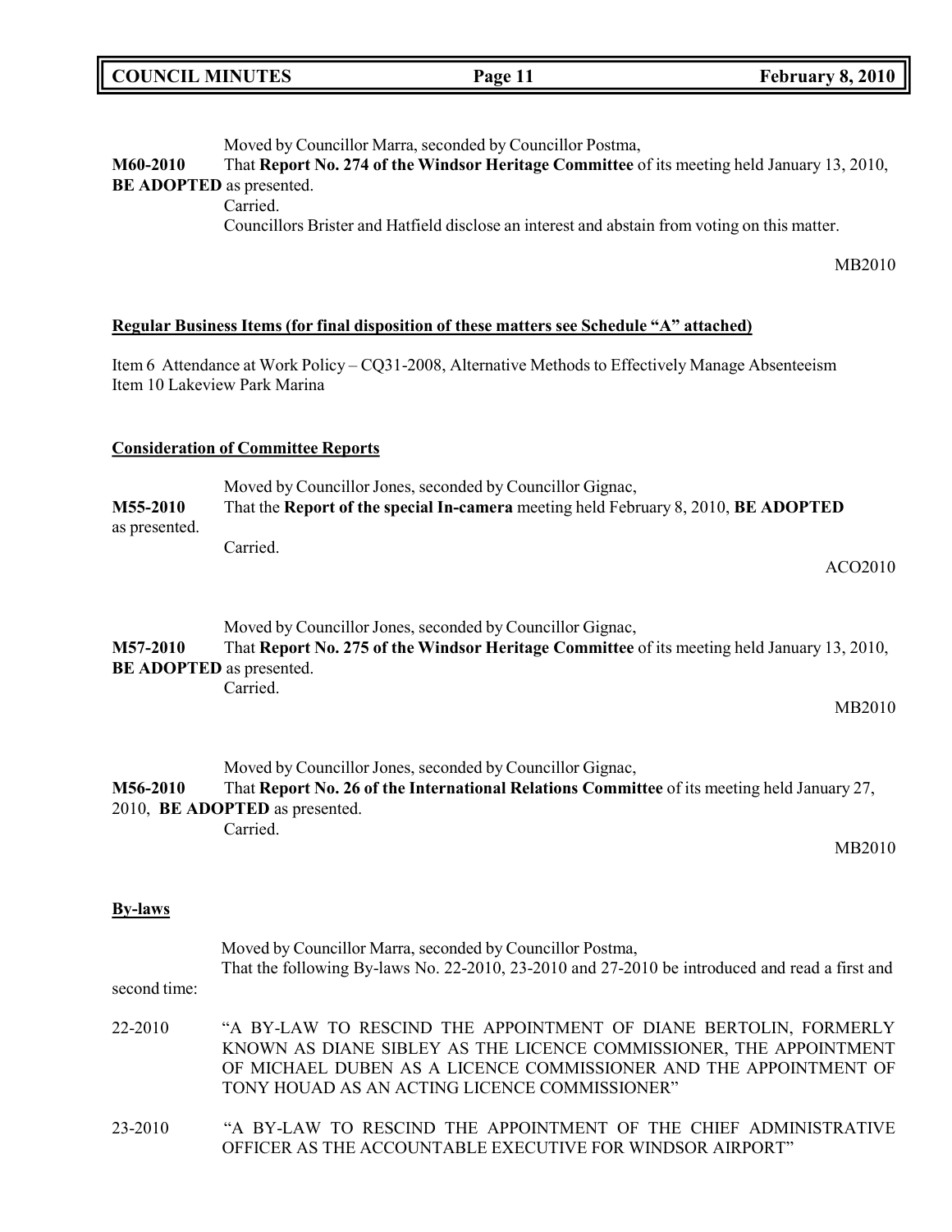Moved by Councillor Marra, seconded by Councillor Postma,

**M60-2010** That **Report No. 274 of the Windsor Heritage Committee** of its meeting held January 13, 2010, **BE ADOPTED** as presented.

Carried.

Councillors Brister and Hatfield disclose an interest and abstain from voting on this matter.

MB2010

**Regular Business Items (for final disposition of these matters see Schedule "A" attached)**

Item 6 Attendance at Work Policy – CQ31-2008, Alternative Methods to Effectively Manage Absenteeism
Item 10 Lakeview Park Marina

**Consideration of Committee Reports**

Moved by Councillor Jones, seconded by Councillor Gignac,

**M55-2010** That the **Report of the special In-camera** meeting held February 8, 2010, **BE ADOPTED** as presented.

Carried.

ACO2010

Moved by Councillor Jones, seconded by Councillor Gignac,

**M57-2010** That **Report No. 275 of the Windsor Heritage Committee** of its meeting held January 13, 2010, **BE ADOPTED** as presented.

Carried.

MB2010

Moved by Councillor Jones, seconded by Councillor Gignac,

**M56-2010** That **Report No. 26 of the International Relations Committee** of its meeting held January 27, 2010, **BE ADOPTED** as presented.

Carried.

MB2010

**By-laws**

Moved by Councillor Marra, seconded by Councillor Postma,

That the following By-laws No. 22-2010, 23-2010 and 27-2010 be introduced and read a first and second time:

22-2010 "A BY-LAW TO RESCIND THE APPOINTMENT OF DIANE BERTOLIN, FORMERLY KNOWN AS DIANE SIBLEY AS THE LICENCE COMMISSIONER, THE APPOINTMENT OF MICHAEL DUBEN AS A LICENCE COMMISSIONER AND THE APPOINTMENT OF TONY HOUAD AS AN ACTING LICENCE COMMISSIONER"

23-2010 "A BY-LAW TO RESCIND THE APPOINTMENT OF THE CHIEF ADMINISTRATIVE OFFICER AS THE ACCOUNTABLE EXECUTIVE FOR WINDSOR AIRPORT"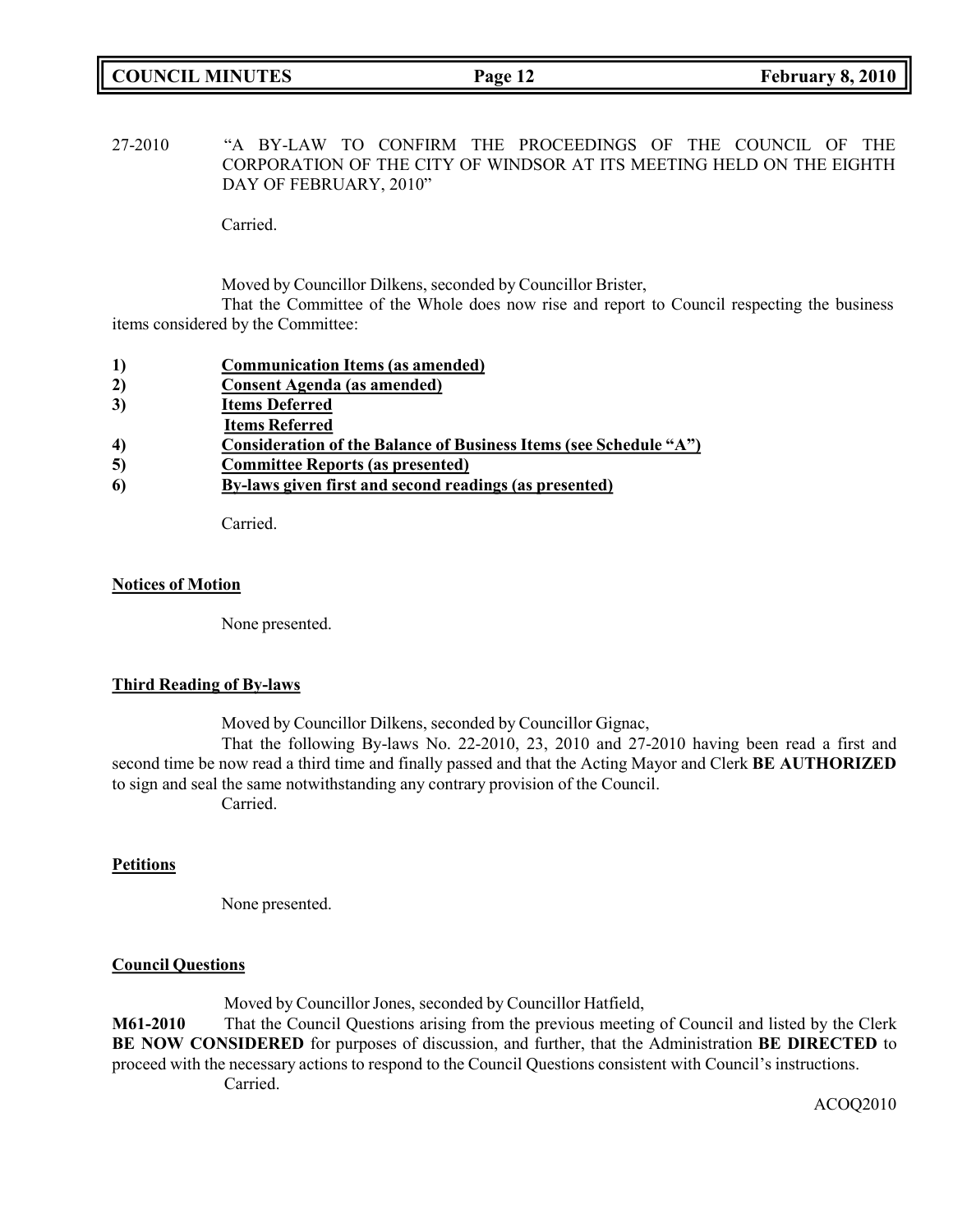27-2010 "A BY-LAW TO CONFIRM THE PROCEEDINGS OF THE COUNCIL OF THE CORPORATION OF THE CITY OF WINDSOR AT ITS MEETING HELD ON THE EIGHTH DAY OF FEBRUARY, 2010"

Carried.

Moved by Councillor Dilkens, seconded by Councillor Brister,

That the Committee of the Whole does now rise and report to Council respecting the business items considered by the Committee:

1) **Communication Items (as amended)**
2) **Consent Agenda (as amended)**
3) **Items Deferred**
   **Items Referred**
4) **Consideration of the Balance of Business Items (see Schedule "A")**
5) **Committee Reports (as presented)**
6) **By-laws given first and second readings (as presented)**

Carried.

## Notices of Motion

None presented.

## Third Reading of By-laws

Moved by Councillor Dilkens, seconded by Councillor Gignac,

That the following By-laws No. 22-2010, 23, 2010 and 27-2010 having been read a first and second time be now read a third time and finally passed and that the Acting Mayor and Clerk **BE AUTHORIZED** to sign and seal the same notwithstanding any contrary provision of the Council.

Carried.

## Petitions

None presented.

## Council Questions

Moved by Councillor Jones, seconded by Councillor Hatfield,

**M61-2010** That the Council Questions arising from the previous meeting of Council and listed by the Clerk **BE NOW CONSIDERED** for purposes of discussion, and further, that the Administration **BE DIRECTED** to proceed with the necessary actions to respond to the Council Questions consistent with Council's instructions.

Carried.

ACOQ2010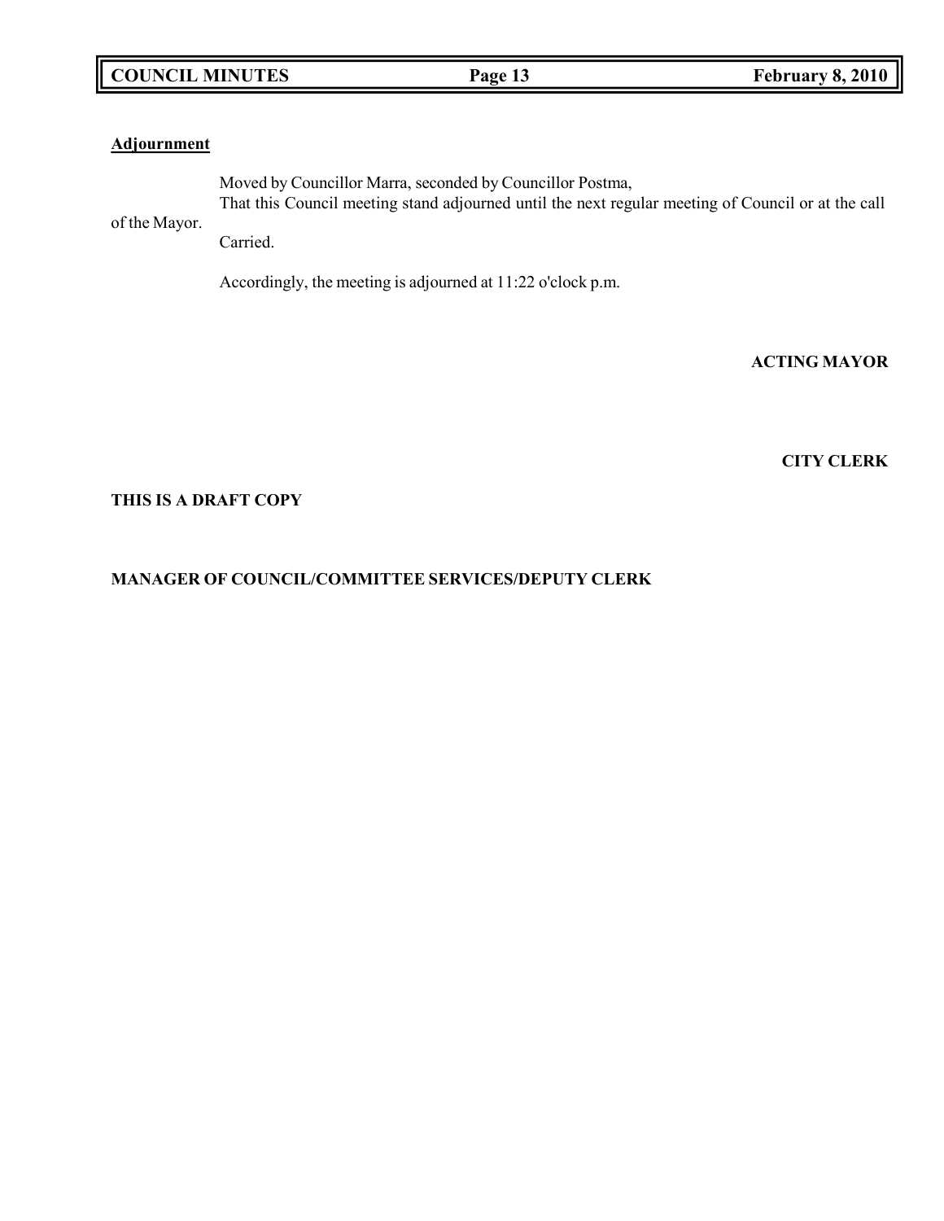**Adjournment**

Moved by Councillor Marra, seconded by Councillor Postma,

That this Council meeting stand adjourned until the next regular meeting of Council or at the call of the Mayor.

Carried.

Accordingly, the meeting is adjourned at 11:22 o'clock p.m.

**ACTING MAYOR**

**CITY CLERK**

**THIS IS A DRAFT COPY**

**MANAGER OF COUNCIL/COMMITTEE SERVICES/DEPUTY CLERK**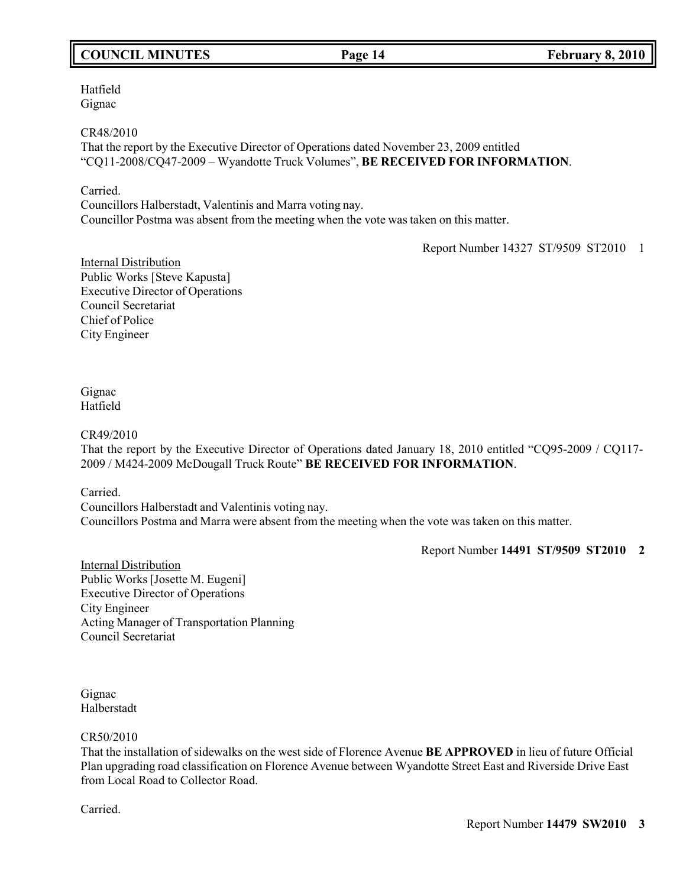Hatfield
Gignac

CR48/2010
That the report by the Executive Director of Operations dated November 23, 2009 entitled "CQ11-2008/CQ47-2009 – Wyandotte Truck Volumes", **BE RECEIVED FOR INFORMATION**.

Carried.
Councillors Halberstadt, Valentinis and Marra voting nay.
Councillor Postma was absent from the meeting when the vote was taken on this matter.

Report Number 14327 ST/9509 ST2010 1

Internal Distribution
Public Works [Steve Kapusta]
Executive Director of Operations
Council Secretariat
Chief of Police
City Engineer

Gignac
Hatfield

CR49/2010
That the report by the Executive Director of Operations dated January 18, 2010 entitled "CQ95-2009 / CQ117-2009 / M424-2009 McDougall Truck Route" **BE RECEIVED FOR INFORMATION**.

Carried.
Councillors Halberstadt and Valentinis voting nay.
Councillors Postma and Marra were absent from the meeting when the vote was taken on this matter.

Report Number **14491 ST/9509 ST2010 2**

Internal Distribution
Public Works [Josette M. Eugeni]
Executive Director of Operations
City Engineer
Acting Manager of Transportation Planning
Council Secretariat

Gignac
Halberstadt

CR50/2010
That the installation of sidewalks on the west side of Florence Avenue **BE APPROVED** in lieu of future Official Plan upgrading road classification on Florence Avenue between Wyandotte Street East and Riverside Drive East from Local Road to Collector Road.

Carried.

Report Number **14479 SW2010 3**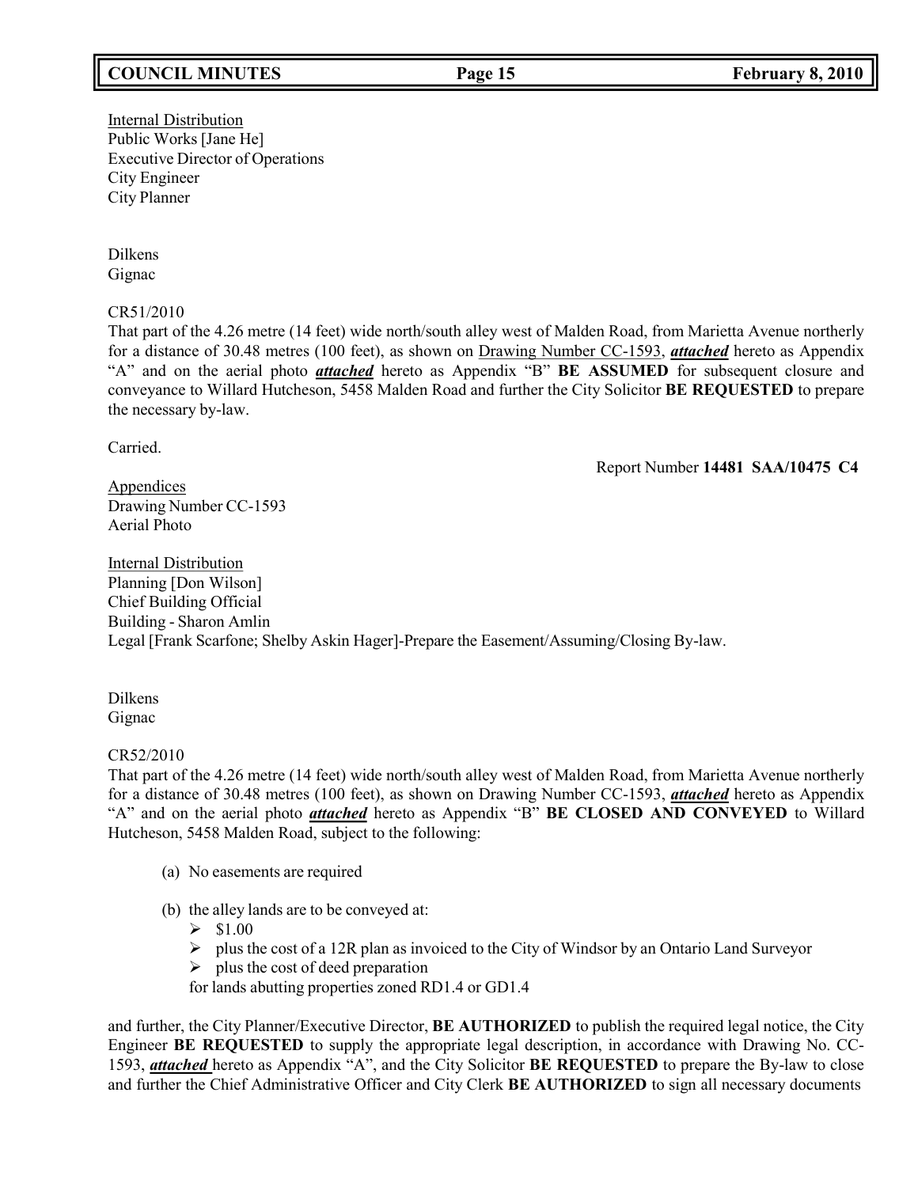Internal Distribution
Public Works [Jane He]
Executive Director of Operations
City Engineer
City Planner

Dilkens
Gignac

CR51/2010
That part of the 4.26 metre (14 feet) wide north/south alley west of Malden Road, from Marietta Avenue northerly for a distance of 30.48 metres (100 feet), as shown on Drawing Number CC-1593, ***attached*** hereto as Appendix "A" and on the aerial photo ***attached*** hereto as Appendix "B" **BE ASSUMED** for subsequent closure and conveyance to Willard Hutcheson, 5458 Malden Road and further the City Solicitor **BE REQUESTED** to prepare the necessary by-law.

Carried.

Report Number **14481 SAA/10475 C4**

Appendices
Drawing Number CC-1593
Aerial Photo

Internal Distribution
Planning [Don Wilson]
Chief Building Official
Building - Sharon Amlin
Legal [Frank Scarfone; Shelby Askin Hager]-Prepare the Easement/Assuming/Closing By-law.

Dilkens
Gignac

CR52/2010
That part of the 4.26 metre (14 feet) wide north/south alley west of Malden Road, from Marietta Avenue northerly for a distance of 30.48 metres (100 feet), as shown on Drawing Number CC-1593, ***attached*** hereto as Appendix "A" and on the aerial photo ***attached*** hereto as Appendix "B" **BE CLOSED AND CONVEYED** to Willard Hutcheson, 5458 Malden Road, subject to the following:

(a) No easements are required

(b) the alley lands are to be conveyed at:
  - $1.00
  - plus the cost of a 12R plan as invoiced to the City of Windsor by an Ontario Land Surveyor
  - plus the cost of deed preparation

  for lands abutting properties zoned RD1.4 or GD1.4

and further, the City Planner/Executive Director, **BE AUTHORIZED** to publish the required legal notice, the City Engineer **BE REQUESTED** to supply the appropriate legal description, in accordance with Drawing No. CC-1593, ***attached*** hereto as Appendix "A", and the City Solicitor **BE REQUESTED** to prepare the By-law to close and further the Chief Administrative Officer and City Clerk **BE AUTHORIZED** to sign all necessary documents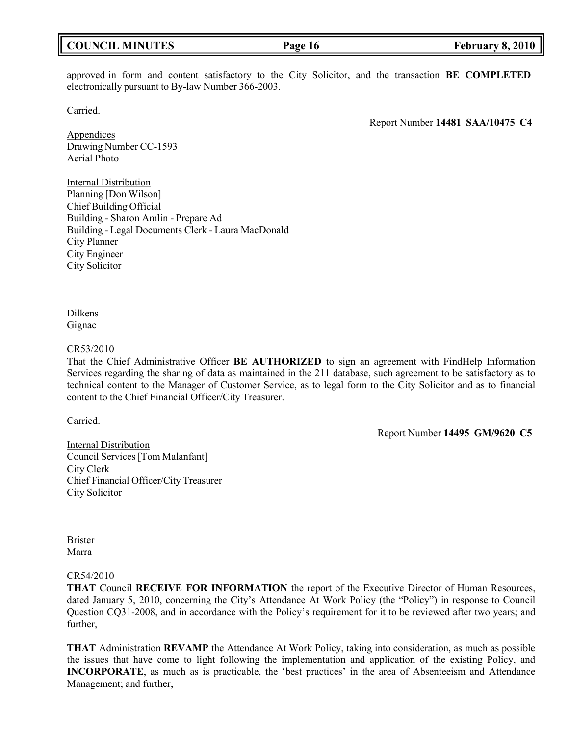approved in form and content satisfactory to the City Solicitor, and the transaction **BE COMPLETED** electronically pursuant to By-law Number 366-2003.

Carried.

Report Number **14481 SAA/10475 C4**

Appendices
Drawing Number CC-1593
Aerial Photo

Internal Distribution
Planning [Don Wilson]
Chief Building Official
Building - Sharon Amlin - Prepare Ad
Building - Legal Documents Clerk - Laura MacDonald
City Planner
City Engineer
City Solicitor

Dilkens
Gignac

CR53/2010
That the Chief Administrative Officer **BE AUTHORIZED** to sign an agreement with FindHelp Information Services regarding the sharing of data as maintained in the 211 database, such agreement to be satisfactory as to technical content to the Manager of Customer Service, as to legal form to the City Solicitor and as to financial content to the Chief Financial Officer/City Treasurer.

Carried.

Report Number **14495 GM/9620 C5**

Internal Distribution
Council Services [Tom Malanfant]
City Clerk
Chief Financial Officer/City Treasurer
City Solicitor

Brister
Marra

CR54/2010
**THAT** Council **RECEIVE FOR INFORMATION** the report of the Executive Director of Human Resources, dated January 5, 2010, concerning the City's Attendance At Work Policy (the "Policy") in response to Council Question CQ31-2008, and in accordance with the Policy's requirement for it to be reviewed after two years; and further,

**THAT** Administration **REVAMP** the Attendance At Work Policy, taking into consideration, as much as possible the issues that have come to light following the implementation and application of the existing Policy, and **INCORPORATE**, as much as is practicable, the 'best practices' in the area of Absenteeism and Attendance Management; and further,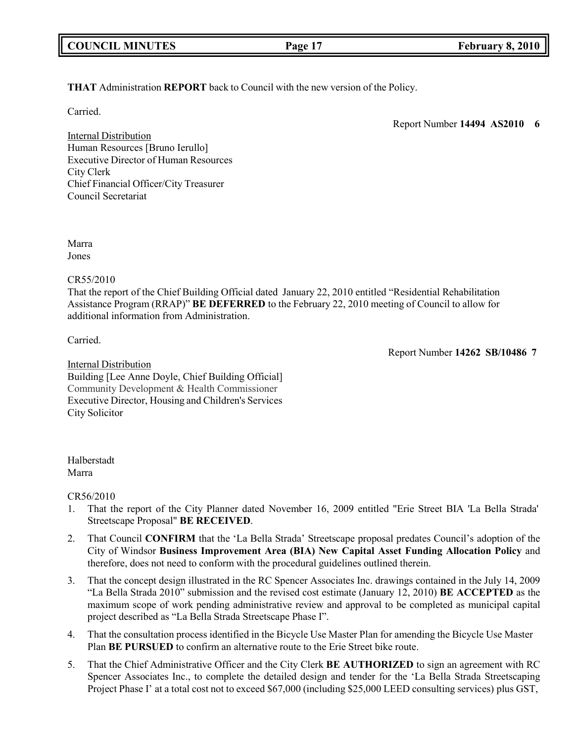**THAT** Administration **REPORT** back to Council with the new version of the Policy.

Carried.

Report Number **14494 AS2010 6**

Internal Distribution
Human Resources [Bruno Ierullo]
Executive Director of Human Resources
City Clerk
Chief Financial Officer/City Treasurer
Council Secretariat

Marra
Jones

CR55/2010
That the report of the Chief Building Official dated January 22, 2010 entitled "Residential Rehabilitation Assistance Program (RRAP)" **BE DEFERRED** to the February 22, 2010 meeting of Council to allow for additional information from Administration.

Carried.

Report Number **14262 SB/10486 7**

Internal Distribution
Building [Lee Anne Doyle, Chief Building Official]
Community Development & Health Commissioner
Executive Director, Housing and Children's Services
City Solicitor

Halberstadt
Marra

CR56/2010

1. That the report of the City Planner dated November 16, 2009 entitled "Erie Street BIA 'La Bella Strada' Streetscape Proposal" **BE RECEIVED**.
2. That Council **CONFIRM** that the 'La Bella Strada' Streetscape proposal predates Council's adoption of the City of Windsor **Business Improvement Area (BIA) New Capital Asset Funding Allocation Policy** and therefore, does not need to conform with the procedural guidelines outlined therein.
3. That the concept design illustrated in the RC Spencer Associates Inc. drawings contained in the July 14, 2009 "La Bella Strada 2010" submission and the revised cost estimate (January 12, 2010) **BE ACCEPTED** as the maximum scope of work pending administrative review and approval to be completed as municipal capital project described as "La Bella Strada Streetscape Phase I".
4. That the consultation process identified in the Bicycle Use Master Plan for amending the Bicycle Use Master Plan **BE PURSUED** to confirm an alternative route to the Erie Street bike route.
5. That the Chief Administrative Officer and the City Clerk **BE AUTHORIZED** to sign an agreement with RC Spencer Associates Inc., to complete the detailed design and tender for the 'La Bella Strada Streetscaping Project Phase I' at a total cost not to exceed $67,000 (including $25,000 LEED consulting services) plus GST,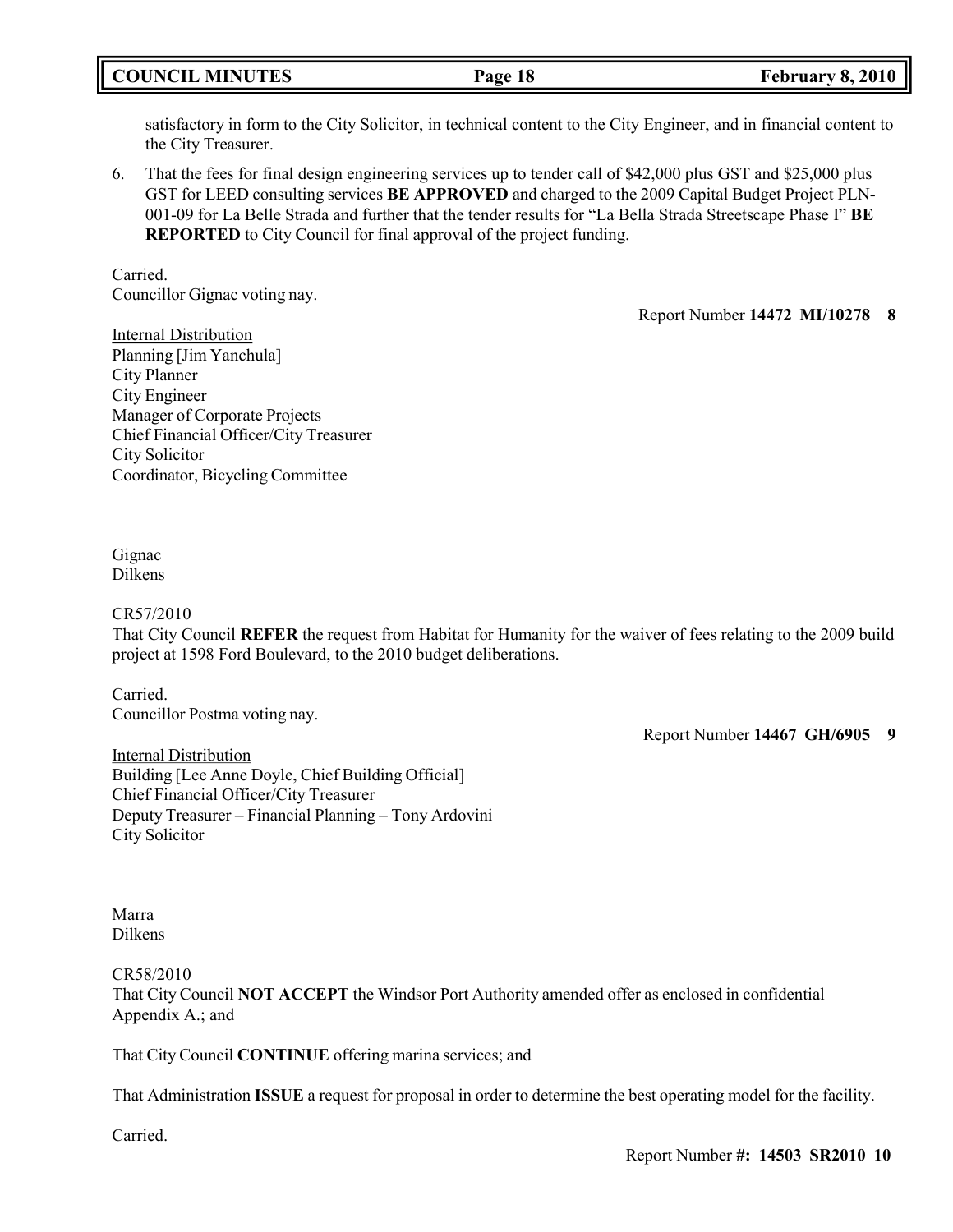satisfactory in form to the City Solicitor, in technical content to the City Engineer, and in financial content to the City Treasurer.

6. That the fees for final design engineering services up to tender call of $42,000 plus GST and $25,000 plus GST for LEED consulting services **BE APPROVED** and charged to the 2009 Capital Budget Project PLN-001-09 for La Belle Strada and further that the tender results for "La Bella Strada Streetscape Phase I" **BE REPORTED** to City Council for final approval of the project funding.

Carried.
Councillor Gignac voting nay.

Report Number **14472 MI/10278 8**

Internal Distribution
Planning [Jim Yanchula]
City Planner
City Engineer
Manager of Corporate Projects
Chief Financial Officer/City Treasurer
City Solicitor
Coordinator, Bicycling Committee

Gignac
Dilkens

CR57/2010
That City Council **REFER** the request from Habitat for Humanity for the waiver of fees relating to the 2009 build project at 1598 Ford Boulevard, to the 2010 budget deliberations.

Carried.
Councillor Postma voting nay.

Report Number **14467 GH/6905 9**

Internal Distribution
Building [Lee Anne Doyle, Chief Building Official]
Chief Financial Officer/City Treasurer
Deputy Treasurer – Financial Planning – Tony Ardovini
City Solicitor

Marra
Dilkens

CR58/2010
That City Council **NOT ACCEPT** the Windsor Port Authority amended offer as enclosed in confidential Appendix A.; and

That City Council **CONTINUE** offering marina services; and

That Administration **ISSUE** a request for proposal in order to determine the best operating model for the facility.

Carried.

Report Number **#: 14503 SR2010 10**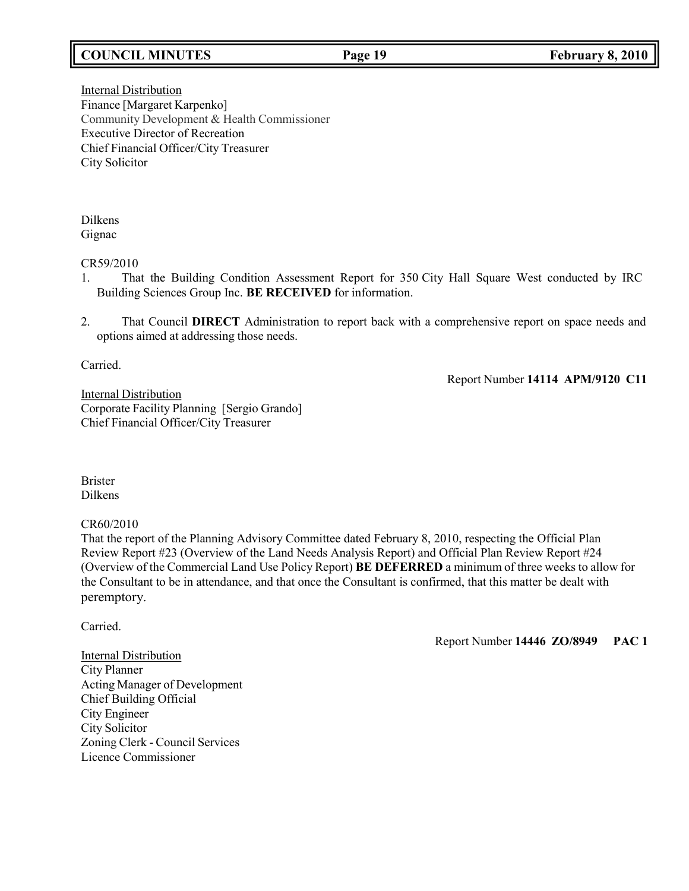Internal Distribution
Finance [Margaret Karpenko]
Community Development & Health Commissioner
Executive Director of Recreation
Chief Financial Officer/City Treasurer
City Solicitor

Dilkens
Gignac

CR59/2010

1. That the Building Condition Assessment Report for 350 City Hall Square West conducted by IRC Building Sciences Group Inc. **BE RECEIVED** for information.

2. That Council **DIRECT** Administration to report back with a comprehensive report on space needs and options aimed at addressing those needs.

Carried.

Report Number **14114 APM/9120 C11**

Internal Distribution
Corporate Facility Planning [Sergio Grando]
Chief Financial Officer/City Treasurer

Brister
Dilkens

CR60/2010

That the report of the Planning Advisory Committee dated February 8, 2010, respecting the Official Plan Review Report #23 (Overview of the Land Needs Analysis Report) and Official Plan Review Report #24 (Overview of the Commercial Land Use Policy Report) **BE DEFERRED** a minimum of three weeks to allow for the Consultant to be in attendance, and that once the Consultant is confirmed, that this matter be dealt with peremptory.

Carried.

Report Number **14446 ZO/8949 PAC 1**

Internal Distribution
City Planner
Acting Manager of Development
Chief Building Official
City Engineer
City Solicitor
Zoning Clerk - Council Services
Licence Commissioner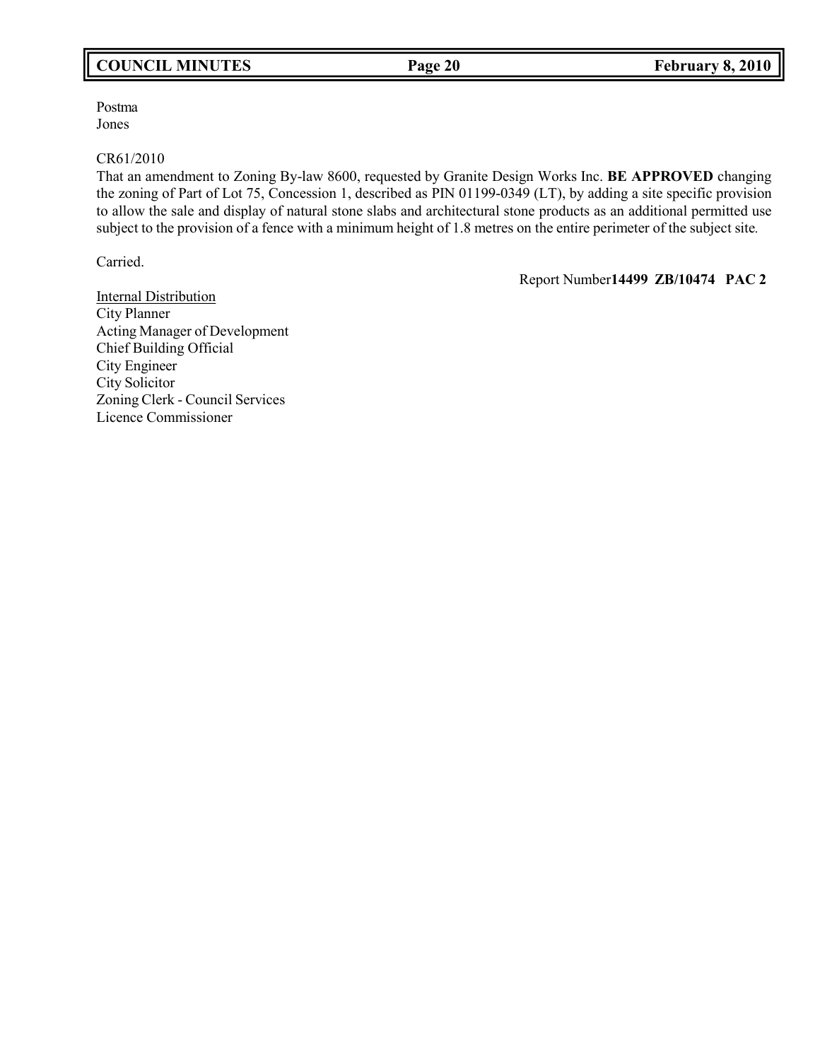Postma
Jones

CR61/2010
That an amendment to Zoning By-law 8600, requested by Granite Design Works Inc. **BE APPROVED** changing the zoning of Part of Lot 75, Concession 1, described as PIN 01199-0349 (LT), by adding a site specific provision to allow the sale and display of natural stone slabs and architectural stone products as an additional permitted use subject to the provision of a fence with a minimum height of 1.8 metres on the entire perimeter of the subject site.

Carried.

Report Number**14499 ZB/10474 PAC 2**

Internal Distribution
City Planner
Acting Manager of Development
Chief Building Official
City Engineer
City Solicitor
Zoning Clerk - Council Services
Licence Commissioner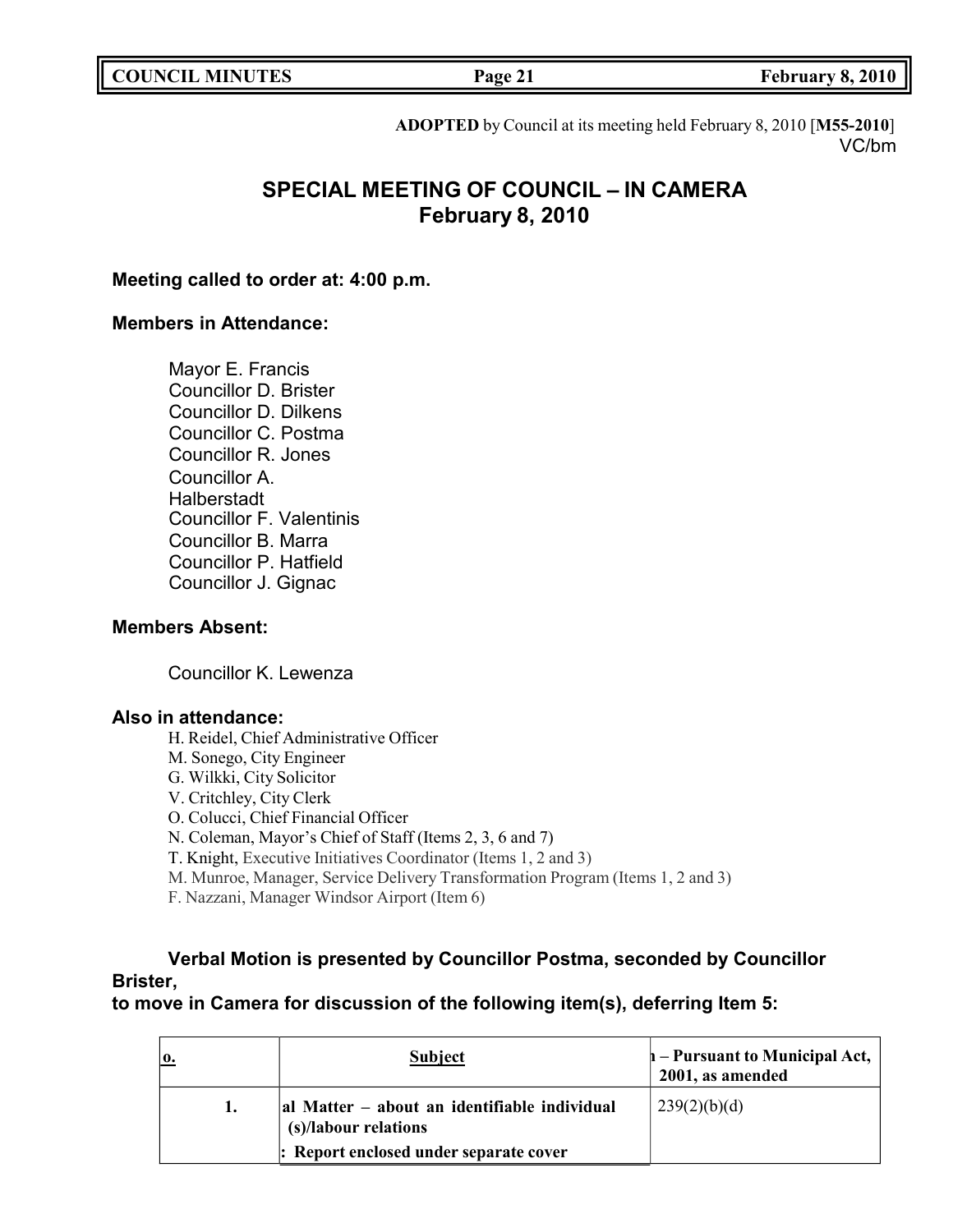**ADOPTED** by Council at its meeting held February 8, 2010 [**M55-2010**]
VC/bm

## SPECIAL MEETING OF COUNCIL – IN CAMERA
## February 8, 2010

**Meeting called to order at: 4:00 p.m.**

**Members in Attendance:**

Mayor E. Francis
Councillor D. Brister
Councillor D. Dilkens
Councillor C. Postma
Councillor R. Jones
Councillor A. Halberstadt
Councillor F. Valentinis
Councillor B. Marra
Councillor P. Hatfield
Councillor J. Gignac

**Members Absent:**

Councillor K. Lewenza

**Also in attendance:**

H. Reidel, Chief Administrative Officer
M. Sonego, City Engineer
G. Wilkki, City Solicitor
V. Critchley, City Clerk
O. Colucci, Chief Financial Officer
N. Coleman, Mayor's Chief of Staff (Items 2, 3, 6 and 7)
T. Knight, Executive Initiatives Coordinator (Items 1, 2 and 3)
M. Munroe, Manager, Service Delivery Transformation Program (Items 1, 2 and 3)
F. Nazzani, Manager Windsor Airport (Item 6)

**Verbal Motion is presented by Councillor Postma, seconded by Councillor Brister,**
**to move in Camera for discussion of the following item(s), deferring Item 5:**

| o. | Subject | 1 – Pursuant to Municipal Act, 2001, as amended |
|---|---|---|
| 1. | al Matter – about an identifiable individual (s)/labour relations<br>: Report enclosed under separate cover | 239(2)(b)(d) |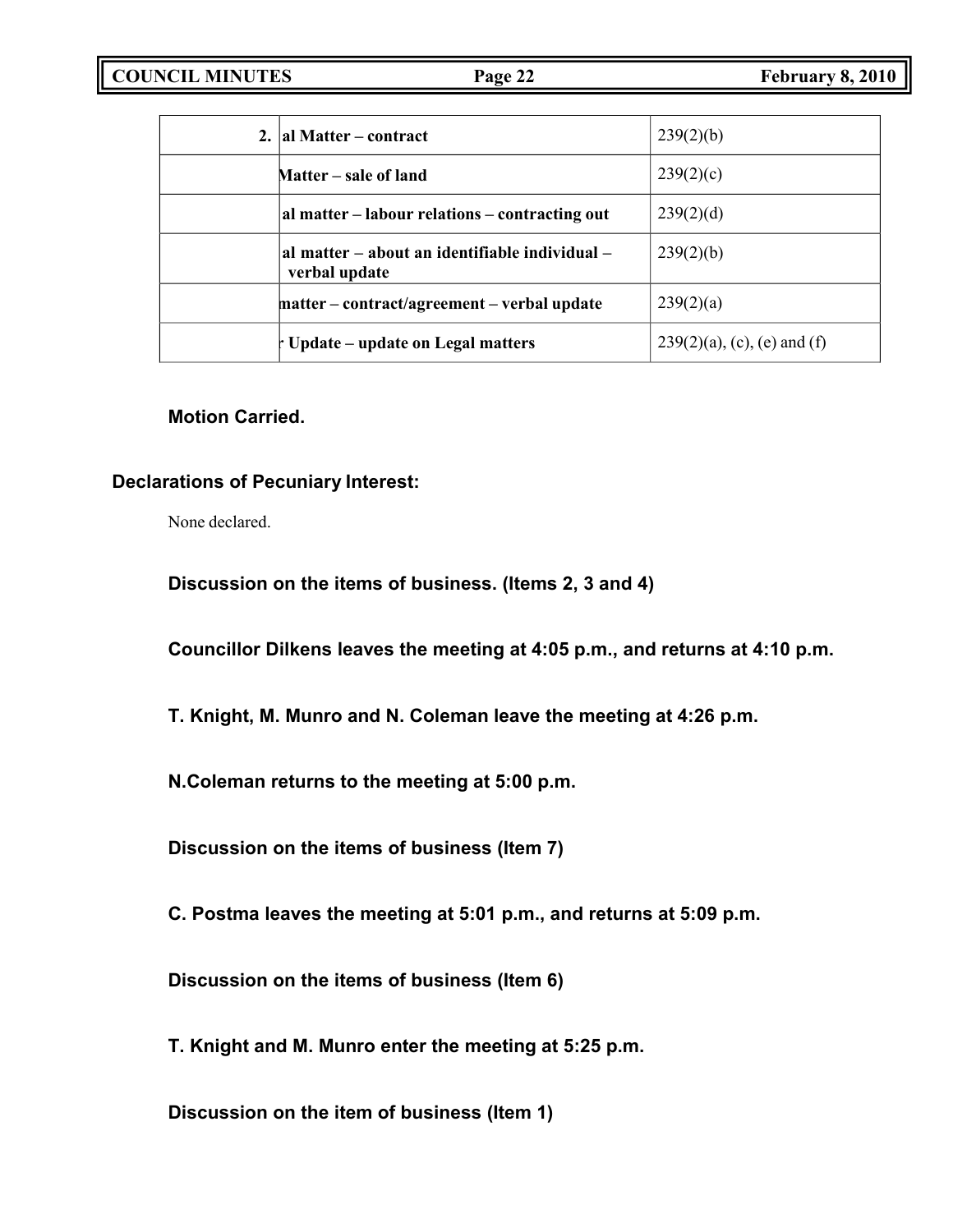| 2. | al Matter – contract | 239(2)(b) |
|---|---|---|
| | Matter – sale of land | 239(2)(c) |
| | al matter – labour relations – contracting out | 239(2)(d) |
| | al matter – about an identifiable individual – verbal update | 239(2)(b) |
| | matter – contract/agreement – verbal update | 239(2)(a) |
| | r Update – update on Legal matters | 239(2)(a), (c), (e) and (f) |

**Motion Carried.**

**Declarations of Pecuniary Interest:**

None declared.

**Discussion on the items of business. (Items 2, 3 and 4)**

**Councillor Dilkens leaves the meeting at 4:05 p.m., and returns at 4:10 p.m.**

**T. Knight, M. Munro and N. Coleman leave the meeting at 4:26 p.m.**

**N.Coleman returns to the meeting at 5:00 p.m.**

**Discussion on the items of business (Item 7)**

**C. Postma leaves the meeting at 5:01 p.m., and returns at 5:09 p.m.**

**Discussion on the items of business (Item 6)**

**T. Knight and M. Munro enter the meeting at 5:25 p.m.**

**Discussion on the item of business (Item 1)**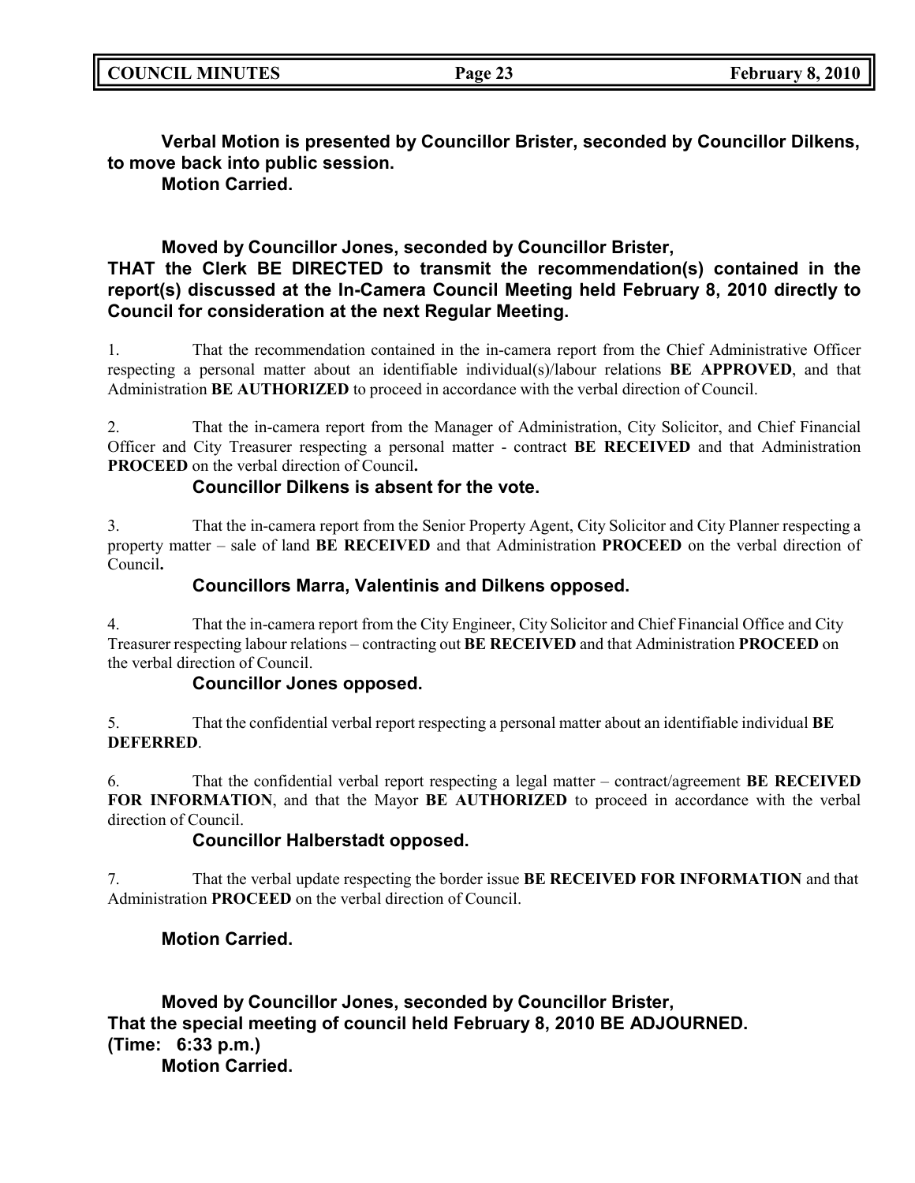**Verbal Motion is presented by Councillor Brister, seconded by Councillor Dilkens, to move back into public session.**

**Motion Carried.**

**Moved by Councillor Jones, seconded by Councillor Brister,**
**THAT the Clerk BE DIRECTED to transmit the recommendation(s) contained in the report(s) discussed at the In-Camera Council Meeting held February 8, 2010 directly to Council for consideration at the next Regular Meeting.**

1. That the recommendation contained in the in-camera report from the Chief Administrative Officer respecting a personal matter about an identifiable individual(s)/labour relations **BE APPROVED**, and that Administration **BE AUTHORIZED** to proceed in accordance with the verbal direction of Council.

2. That the in-camera report from the Manager of Administration, City Solicitor, and Chief Financial Officer and City Treasurer respecting a personal matter - contract **BE RECEIVED** and that Administration **PROCEED** on the verbal direction of Council**.**

**Councillor Dilkens is absent for the vote.**

3. That the in-camera report from the Senior Property Agent, City Solicitor and City Planner respecting a property matter – sale of land **BE RECEIVED** and that Administration **PROCEED** on the verbal direction of Council**.**

**Councillors Marra, Valentinis and Dilkens opposed.**

4. That the in-camera report from the City Engineer, City Solicitor and Chief Financial Office and City Treasurer respecting labour relations – contracting out **BE RECEIVED** and that Administration **PROCEED** on the verbal direction of Council.

**Councillor Jones opposed.**

5. That the confidential verbal report respecting a personal matter about an identifiable individual **BE DEFERRED**.

6. That the confidential verbal report respecting a legal matter – contract/agreement **BE RECEIVED FOR INFORMATION**, and that the Mayor **BE AUTHORIZED** to proceed in accordance with the verbal direction of Council.

**Councillor Halberstadt opposed.**

7. That the verbal update respecting the border issue **BE RECEIVED FOR INFORMATION** and that Administration **PROCEED** on the verbal direction of Council.

**Motion Carried.**

**Moved by Councillor Jones, seconded by Councillor Brister,**
**That the special meeting of council held February 8, 2010 BE ADJOURNED.**
**(Time: 6:33 p.m.)**

**Motion Carried.**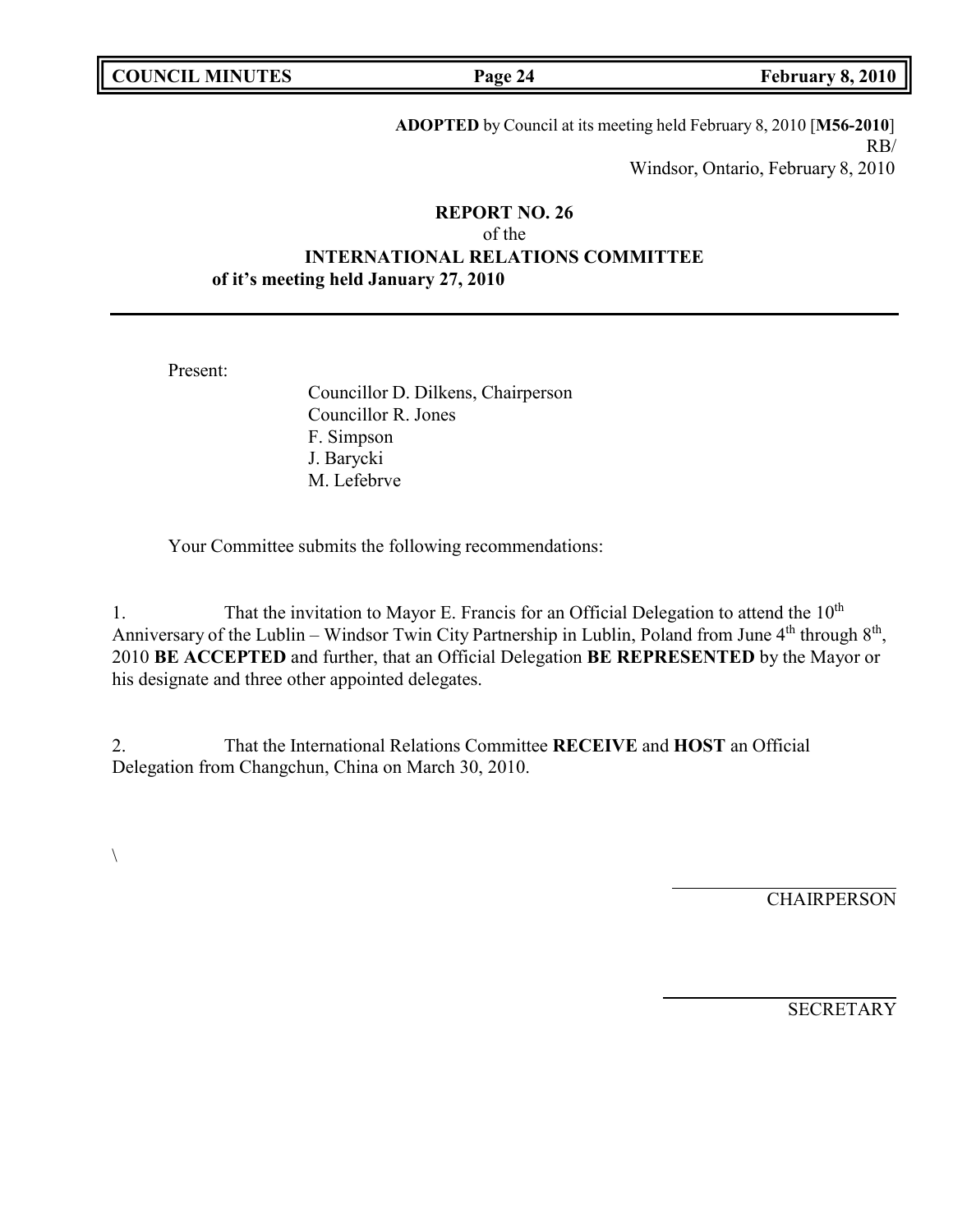**ADOPTED** by Council at its meeting held February 8, 2010 [**M56-2010**]
RB/
Windsor, Ontario, February 8, 2010

**REPORT NO. 26**
of the
**INTERNATIONAL RELATIONS COMMITTEE**
**of it's meeting held January 27, 2010**

---

Present:

Councillor D. Dilkens, Chairperson
Councillor R. Jones
F. Simpson
J. Barycki
M. Lefebrve

Your Committee submits the following recommendations:

1. That the invitation to Mayor E. Francis for an Official Delegation to attend the 10th Anniversary of the Lublin – Windsor Twin City Partnership in Lublin, Poland from June 4th through 8th, 2010 **BE ACCEPTED** and further, that an Official Delegation **BE REPRESENTED** by the Mayor or his designate and three other appointed delegates.

2. That the International Relations Committee **RECEIVE** and **HOST** an Official Delegation from Changchun, China on March 30, 2010.

\

CHAIRPERSON

SECRETARY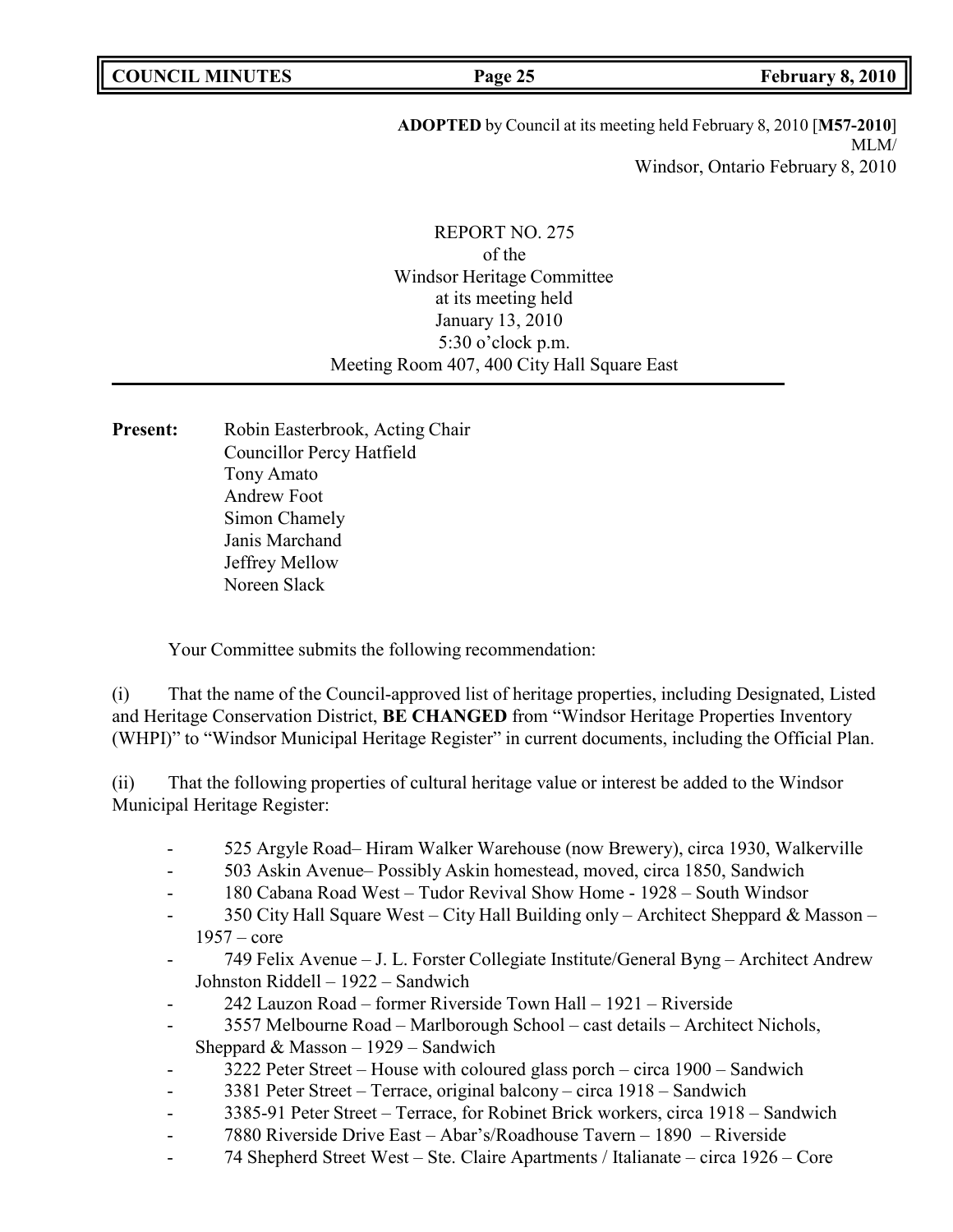**ADOPTED** by Council at its meeting held February 8, 2010 [**M57-2010**]
MLM/
Windsor, Ontario February 8, 2010

REPORT NO. 275
of the
Windsor Heritage Committee
at its meeting held
January 13, 2010
5:30 o'clock p.m.
Meeting Room 407, 400 City Hall Square East

---

**Present:** Robin Easterbrook, Acting Chair
Councillor Percy Hatfield
Tony Amato
Andrew Foot
Simon Chamely
Janis Marchand
Jeffrey Mellow
Noreen Slack

Your Committee submits the following recommendation:

(i) That the name of the Council-approved list of heritage properties, including Designated, Listed and Heritage Conservation District, **BE CHANGED** from "Windsor Heritage Properties Inventory (WHPI)" to "Windsor Municipal Heritage Register" in current documents, including the Official Plan.

(ii) That the following properties of cultural heritage value or interest be added to the Windsor Municipal Heritage Register:

- 525 Argyle Road– Hiram Walker Warehouse (now Brewery), circa 1930, Walkerville
- 503 Askin Avenue– Possibly Askin homestead, moved, circa 1850, Sandwich
- 180 Cabana Road West – Tudor Revival Show Home - 1928 – South Windsor
- 350 City Hall Square West – City Hall Building only – Architect Sheppard & Masson – 1957 – core
- 749 Felix Avenue – J. L. Forster Collegiate Institute/General Byng – Architect Andrew Johnston Riddell – 1922 – Sandwich
- 242 Lauzon Road – former Riverside Town Hall – 1921 – Riverside
- 3557 Melbourne Road – Marlborough School – cast details – Architect Nichols, Sheppard & Masson – 1929 – Sandwich
- 3222 Peter Street – House with coloured glass porch – circa 1900 – Sandwich
- 3381 Peter Street – Terrace, original balcony – circa 1918 – Sandwich
- 3385-91 Peter Street – Terrace, for Robinet Brick workers, circa 1918 – Sandwich
- 7880 Riverside Drive East – Abar's/Roadhouse Tavern – 1890 – Riverside
- 74 Shepherd Street West – Ste. Claire Apartments / Italianate – circa 1926 – Core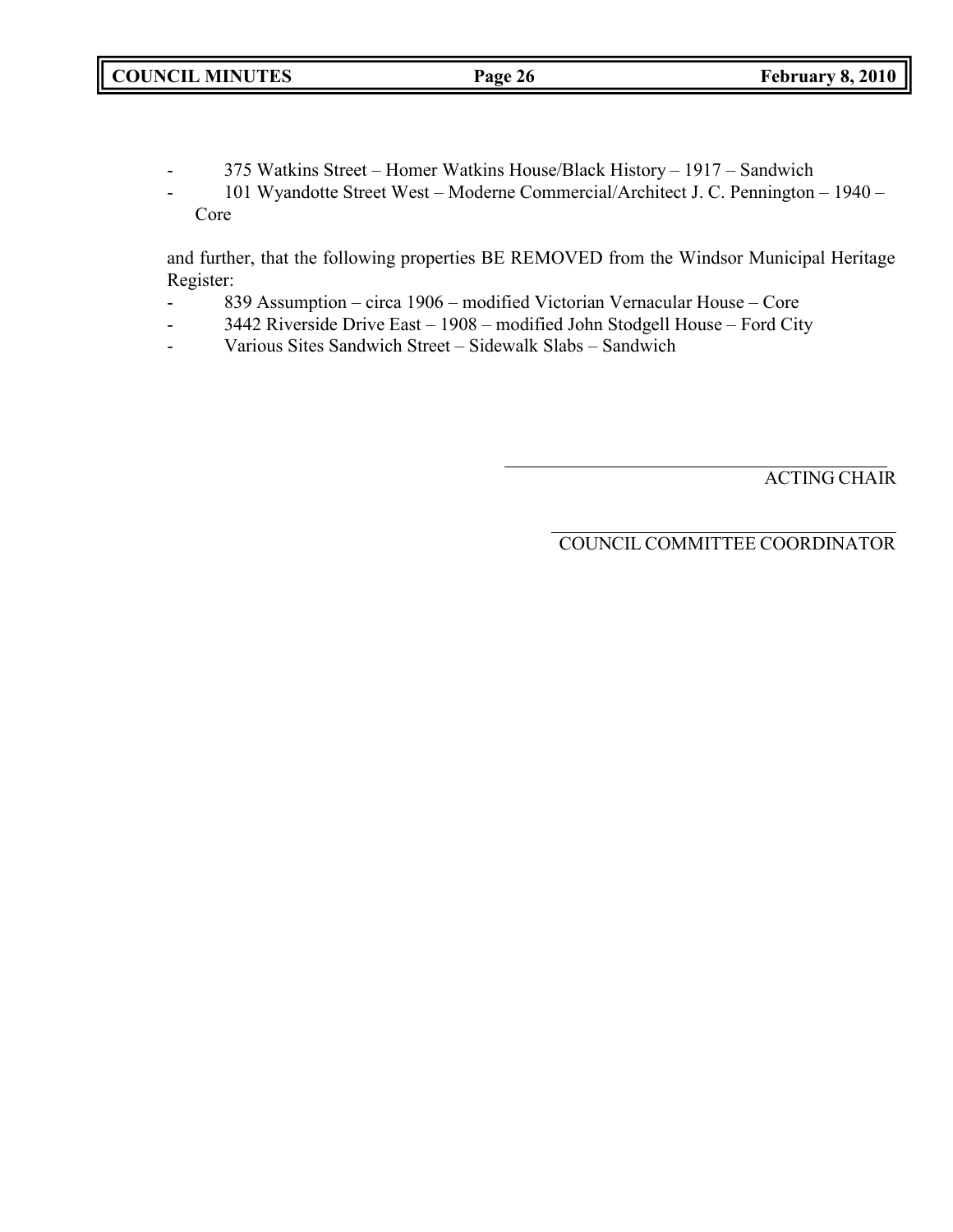- 375 Watkins Street – Homer Watkins House/Black History – 1917 – Sandwich
- 101 Wyandotte Street West – Moderne Commercial/Architect J. C. Pennington – 1940 – Core

and further, that the following properties BE REMOVED from the Windsor Municipal Heritage Register:

- 839 Assumption – circa 1906 – modified Victorian Vernacular House – Core
- 3442 Riverside Drive East – 1908 – modified John Stodgell House – Ford City
- Various Sites Sandwich Street – Sidewalk Slabs – Sandwich

ACTING CHAIR

COUNCIL COMMITTEE COORDINATOR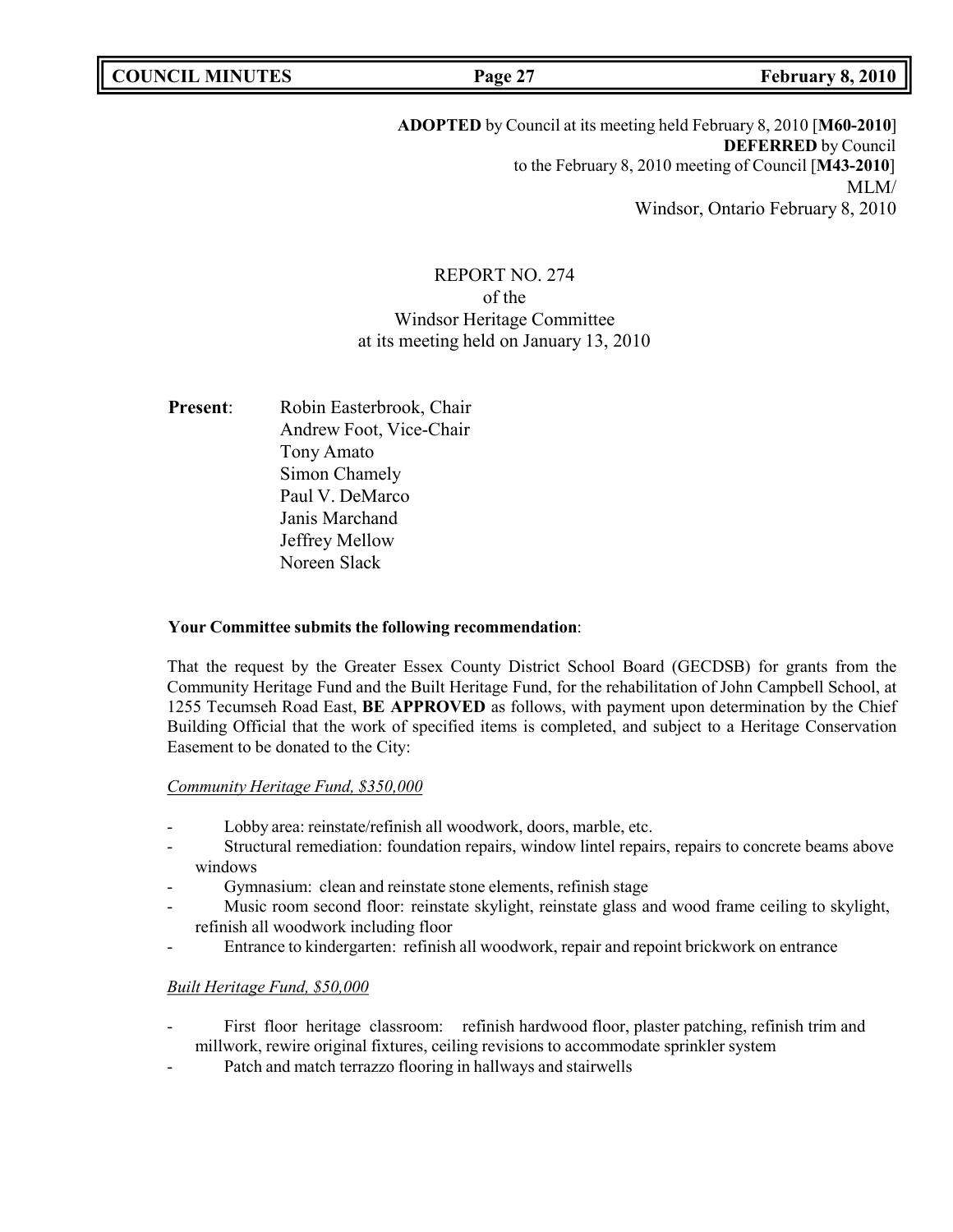**ADOPTED** by Council at its meeting held February 8, 2010 [**M60-2010**]
**DEFERRED** by Council
to the February 8, 2010 meeting of Council [**M43-2010**]
MLM/
Windsor, Ontario February 8, 2010

REPORT NO. 274
of the
Windsor Heritage Committee
at its meeting held on January 13, 2010

**Present**:
Robin Easterbrook, Chair
Andrew Foot, Vice-Chair
Tony Amato
Simon Chamely
Paul V. DeMarco
Janis Marchand
Jeffrey Mellow
Noreen Slack

**Your Committee submits the following recommendation**:

That the request by the Greater Essex County District School Board (GECDSB) for grants from the Community Heritage Fund and the Built Heritage Fund, for the rehabilitation of John Campbell School, at 1255 Tecumseh Road East, **BE APPROVED** as follows, with payment upon determination by the Chief Building Official that the work of specified items is completed, and subject to a Heritage Conservation Easement to be donated to the City:

*Community Heritage Fund, $350,000*

- Lobby area: reinstate/refinish all woodwork, doors, marble, etc.
- Structural remediation: foundation repairs, window lintel repairs, repairs to concrete beams above windows
- Gymnasium: clean and reinstate stone elements, refinish stage
- Music room second floor: reinstate skylight, reinstate glass and wood frame ceiling to skylight, refinish all woodwork including floor
- Entrance to kindergarten: refinish all woodwork, repair and repoint brickwork on entrance

*Built Heritage Fund, $50,000*

- First floor heritage classroom: refinish hardwood floor, plaster patching, refinish trim and millwork, rewire original fixtures, ceiling revisions to accommodate sprinkler system
- Patch and match terrazzo flooring in hallways and stairwells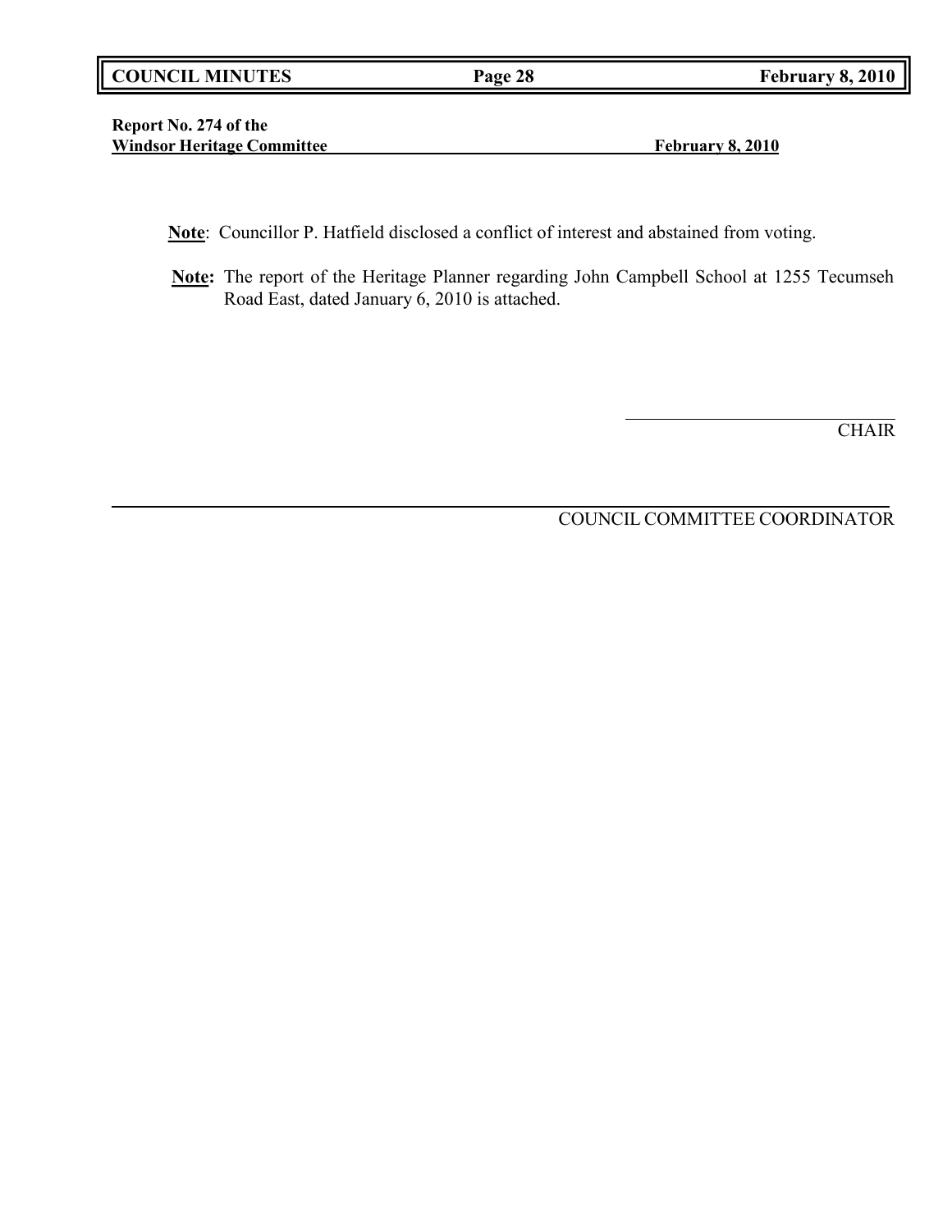**Report No. 274 of the**
**Windsor Heritage Committee** **February 8, 2010**

**Note**: Councillor P. Hatfield disclosed a conflict of interest and abstained from voting.

**Note:** The report of the Heritage Planner regarding John Campbell School at 1255 Tecumseh Road East, dated January 6, 2010 is attached.

CHAIR

COUNCIL COMMITTEE COORDINATOR